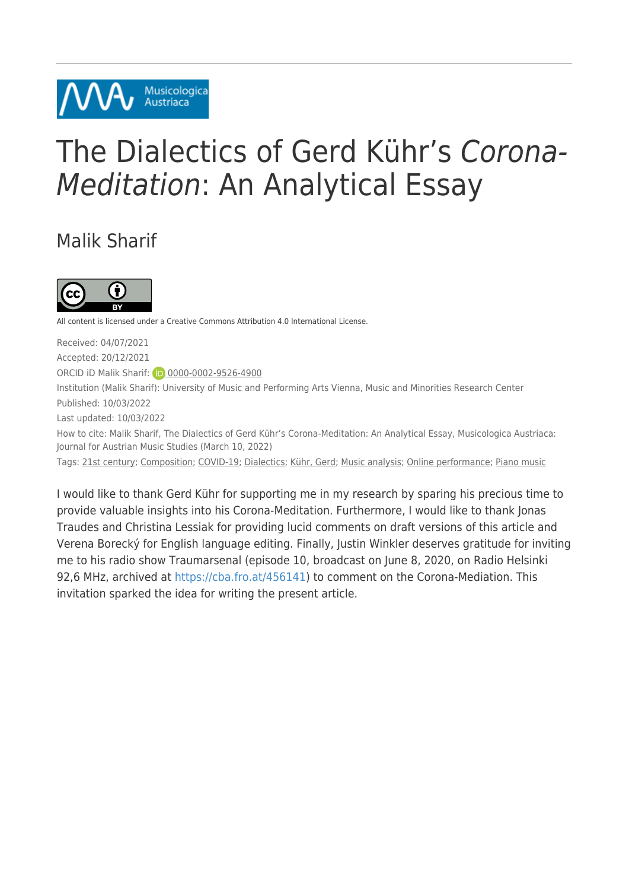Musicologica Austriaca

# The Dialectics of Gerd Kühr's *Corona-Meditation*: An Analytical Essay

## Malik Sharif

All content is licensed under a Creative Commons Attribution 4.0 International License.

Received: 04/07/2021
Accepted: 20/12/2021
ORCID iD Malik Sharif: 0000-0002-9526-4900
Institution (Malik Sharif): University of Music and Performing Arts Vienna, Music and Minorities Research Center
Published: 10/03/2022
Last updated: 10/03/2022
How to cite: Malik Sharif, The Dialectics of Gerd Kühr's Corona-Meditation: An Analytical Essay, Musicologica Austriaca: Journal for Austrian Music Studies (March 10, 2022)
Tags: 21st century; Composition; COVID-19; Dialectics; Kühr, Gerd; Music analysis; Online performance; Piano music

I would like to thank Gerd Kühr for supporting me in my research by sparing his precious time to provide valuable insights into his Corona-Meditation. Furthermore, I would like to thank Jonas Traudes and Christina Lessiak for providing lucid comments on draft versions of this article and Verena Borecký for English language editing. Finally, Justin Winkler deserves gratitude for inviting me to his radio show Traumarsenal (episode 10, broadcast on June 8, 2020, on Radio Helsinki 92,6 MHz, archived at https://cba.fro.at/456141) to comment on the Corona-Mediation. This invitation sparked the idea for writing the present article.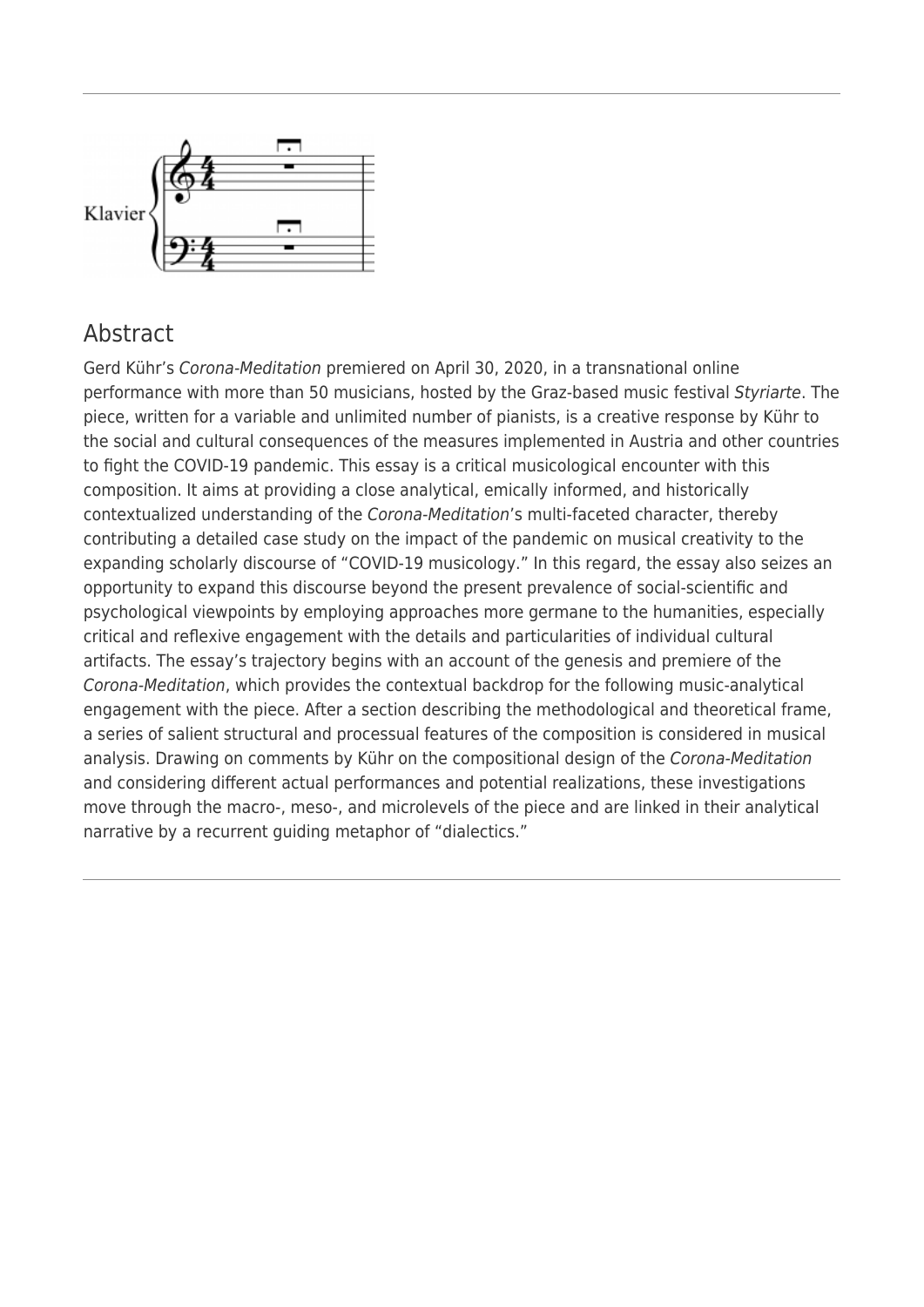## Abstract

Gerd Kühr's *Corona-Meditation* premiered on April 30, 2020, in a transnational online performance with more than 50 musicians, hosted by the Graz-based music festival *Styriarte*. The piece, written for a variable and unlimited number of pianists, is a creative response by Kühr to the social and cultural consequences of the measures implemented in Austria and other countries to fight the COVID-19 pandemic. This essay is a critical musicological encounter with this composition. It aims at providing a close analytical, emically informed, and historically contextualized understanding of the *Corona-Meditation*'s multi-faceted character, thereby contributing a detailed case study on the impact of the pandemic on musical creativity to the expanding scholarly discourse of "COVID-19 musicology." In this regard, the essay also seizes an opportunity to expand this discourse beyond the present prevalence of social-scientific and psychological viewpoints by employing approaches more germane to the humanities, especially critical and reflexive engagement with the details and particularities of individual cultural artifacts. The essay's trajectory begins with an account of the genesis and premiere of the *Corona-Meditation*, which provides the contextual backdrop for the following music-analytical engagement with the piece. After a section describing the methodological and theoretical frame, a series of salient structural and processual features of the composition is considered in musical analysis. Drawing on comments by Kühr on the compositional design of the *Corona-Meditation* and considering different actual performances and potential realizations, these investigations move through the macro-, meso-, and microlevels of the piece and are linked in their analytical narrative by a recurrent guiding metaphor of "dialectics."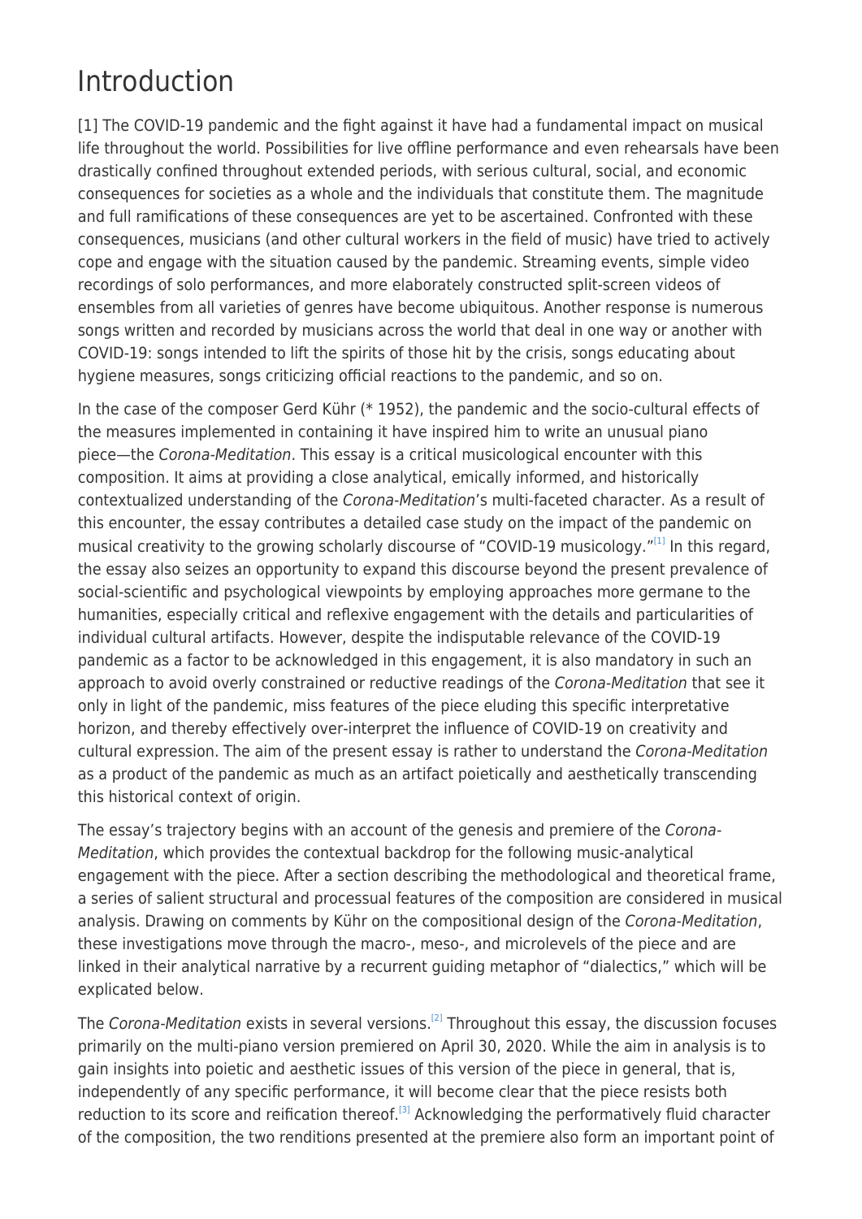# Introduction

[1] The COVID-19 pandemic and the fight against it have had a fundamental impact on musical life throughout the world. Possibilities for live offline performance and even rehearsals have been drastically confined throughout extended periods, with serious cultural, social, and economic consequences for societies as a whole and the individuals that constitute them. The magnitude and full ramifications of these consequences are yet to be ascertained. Confronted with these consequences, musicians (and other cultural workers in the field of music) have tried to actively cope and engage with the situation caused by the pandemic. Streaming events, simple video recordings of solo performances, and more elaborately constructed split-screen videos of ensembles from all varieties of genres have become ubiquitous. Another response is numerous songs written and recorded by musicians across the world that deal in one way or another with COVID-19: songs intended to lift the spirits of those hit by the crisis, songs educating about hygiene measures, songs criticizing official reactions to the pandemic, and so on.

In the case of the composer Gerd Kühr (* 1952), the pandemic and the socio-cultural effects of the measures implemented in containing it have inspired him to write an unusual piano piece—the *Corona-Meditation*. This essay is a critical musicological encounter with this composition. It aims at providing a close analytical, emically informed, and historically contextualized understanding of the *Corona-Meditation*'s multi-faceted character. As a result of this encounter, the essay contributes a detailed case study on the impact of the pandemic on musical creativity to the growing scholarly discourse of "COVID-19 musicology."[1] In this regard, the essay also seizes an opportunity to expand this discourse beyond the present prevalence of social-scientific and psychological viewpoints by employing approaches more germane to the humanities, especially critical and reflexive engagement with the details and particularities of individual cultural artifacts. However, despite the indisputable relevance of the COVID-19 pandemic as a factor to be acknowledged in this engagement, it is also mandatory in such an approach to avoid overly constrained or reductive readings of the *Corona-Meditation* that see it only in light of the pandemic, miss features of the piece eluding this specific interpretative horizon, and thereby effectively over-interpret the influence of COVID-19 on creativity and cultural expression. The aim of the present essay is rather to understand the *Corona-Meditation* as a product of the pandemic as much as an artifact poietically and aesthetically transcending this historical context of origin.

The essay's trajectory begins with an account of the genesis and premiere of the *Corona-Meditation*, which provides the contextual backdrop for the following music-analytical engagement with the piece. After a section describing the methodological and theoretical frame, a series of salient structural and processual features of the composition are considered in musical analysis. Drawing on comments by Kühr on the compositional design of the *Corona-Meditation*, these investigations move through the macro-, meso-, and microlevels of the piece and are linked in their analytical narrative by a recurrent guiding metaphor of "dialectics," which will be explicated below.

The *Corona-Meditation* exists in several versions.[2] Throughout this essay, the discussion focuses primarily on the multi-piano version premiered on April 30, 2020. While the aim in analysis is to gain insights into poietic and aesthetic issues of this version of the piece in general, that is, independently of any specific performance, it will become clear that the piece resists both reduction to its score and reification thereof.[3] Acknowledging the performatively fluid character of the composition, the two renditions presented at the premiere also form an important point of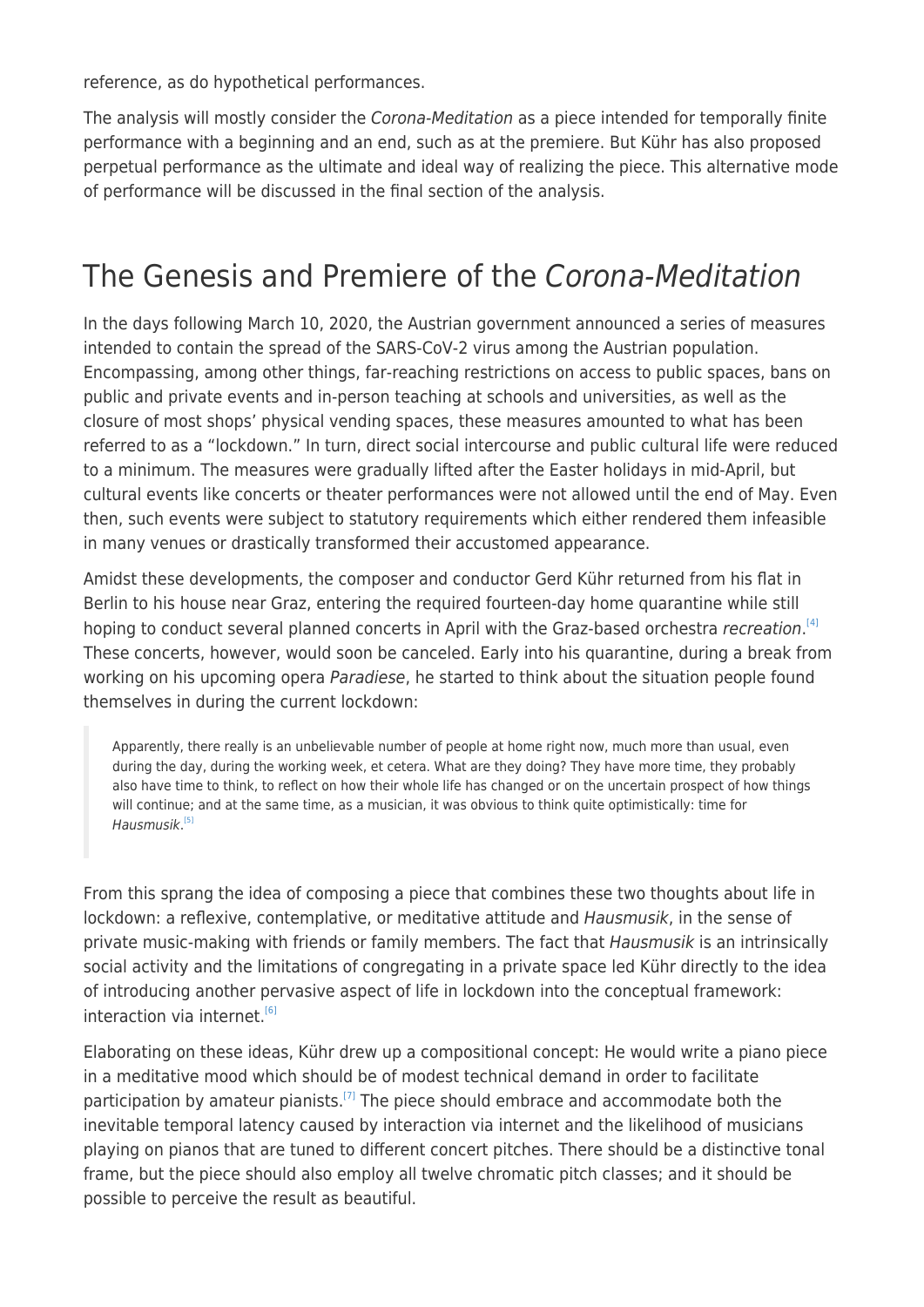reference, as do hypothetical performances.

The analysis will mostly consider the *Corona-Meditation* as a piece intended for temporally finite performance with a beginning and an end, such as at the premiere. But Kühr has also proposed perpetual performance as the ultimate and ideal way of realizing the piece. This alternative mode of performance will be discussed in the final section of the analysis.

## The Genesis and Premiere of the *Corona-Meditation*

In the days following March 10, 2020, the Austrian government announced a series of measures intended to contain the spread of the SARS-CoV-2 virus among the Austrian population. Encompassing, among other things, far-reaching restrictions on access to public spaces, bans on public and private events and in-person teaching at schools and universities, as well as the closure of most shops' physical vending spaces, these measures amounted to what has been referred to as a "lockdown." In turn, direct social intercourse and public cultural life were reduced to a minimum. The measures were gradually lifted after the Easter holidays in mid-April, but cultural events like concerts or theater performances were not allowed until the end of May. Even then, such events were subject to statutory requirements which either rendered them infeasible in many venues or drastically transformed their accustomed appearance.

Amidst these developments, the composer and conductor Gerd Kühr returned from his flat in Berlin to his house near Graz, entering the required fourteen-day home quarantine while still hoping to conduct several planned concerts in April with the Graz-based orchestra *recreation*.[4] These concerts, however, would soon be canceled. Early into his quarantine, during a break from working on his upcoming opera *Paradiese*, he started to think about the situation people found themselves in during the current lockdown:

> Apparently, there really is an unbelievable number of people at home right now, much more than usual, even during the day, during the working week, et cetera. What are they doing? They have more time, they probably also have time to think, to reflect on how their whole life has changed or on the uncertain prospect of how things will continue; and at the same time, as a musician, it was obvious to think quite optimistically: time for *Hausmusik*.[5]

From this sprang the idea of composing a piece that combines these two thoughts about life in lockdown: a reflexive, contemplative, or meditative attitude and *Hausmusik*, in the sense of private music-making with friends or family members. The fact that *Hausmusik* is an intrinsically social activity and the limitations of congregating in a private space led Kühr directly to the idea of introducing another pervasive aspect of life in lockdown into the conceptual framework: interaction via internet.[6]

Elaborating on these ideas, Kühr drew up a compositional concept: He would write a piano piece in a meditative mood which should be of modest technical demand in order to facilitate participation by amateur pianists.[7] The piece should embrace and accommodate both the inevitable temporal latency caused by interaction via internet and the likelihood of musicians playing on pianos that are tuned to different concert pitches. There should be a distinctive tonal frame, but the piece should also employ all twelve chromatic pitch classes; and it should be possible to perceive the result as beautiful.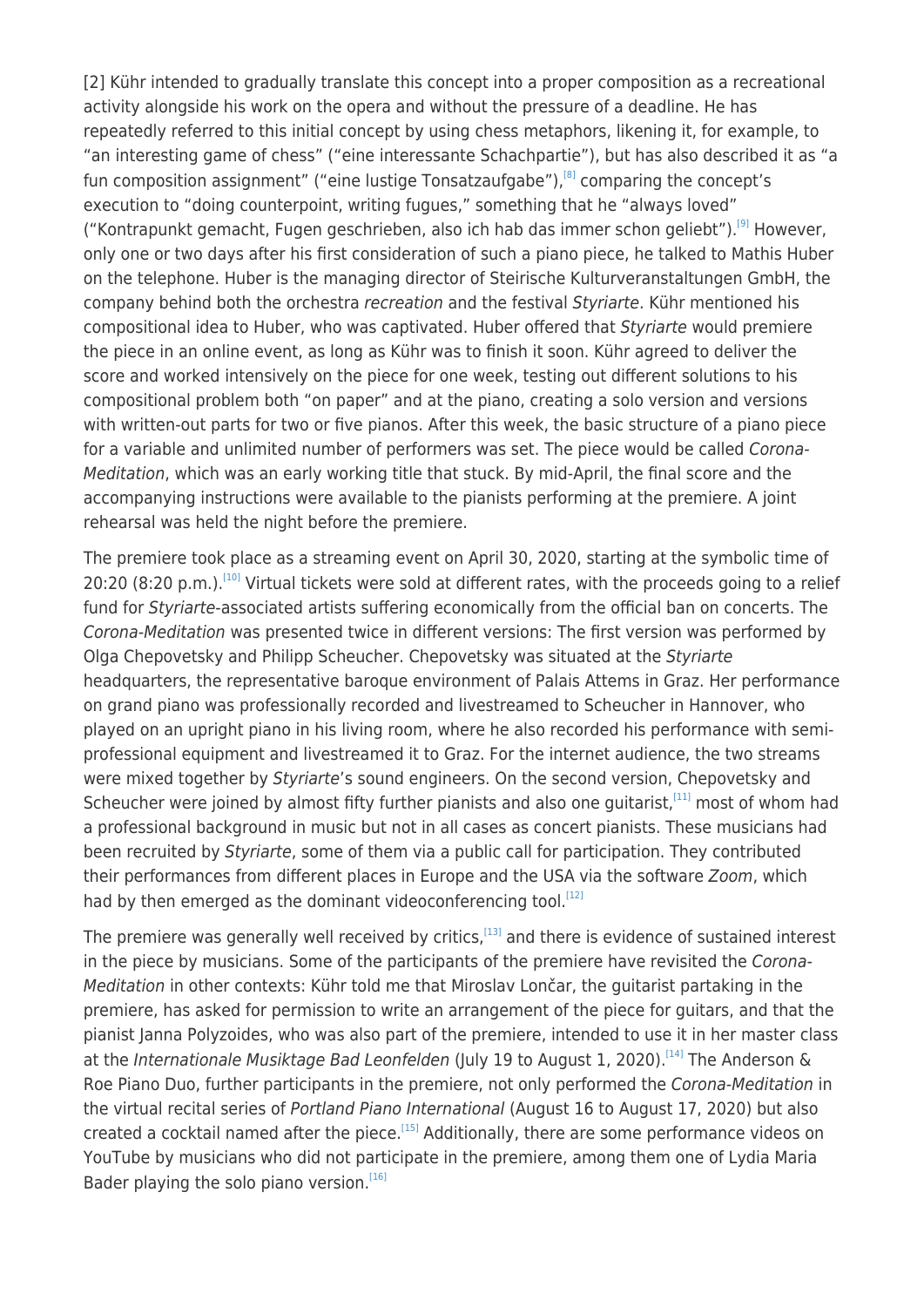[2] Kühr intended to gradually translate this concept into a proper composition as a recreational activity alongside his work on the opera and without the pressure of a deadline. He has repeatedly referred to this initial concept by using chess metaphors, likening it, for example, to "an interesting game of chess" ("eine interessante Schachpartie"), but has also described it as "a fun composition assignment" ("eine lustige Tonsatzaufgabe"),[8] comparing the concept's execution to "doing counterpoint, writing fugues," something that he "always loved" ("Kontrapunkt gemacht, Fugen geschrieben, also ich hab das immer schon geliebt").[9] However, only one or two days after his first consideration of such a piano piece, he talked to Mathis Huber on the telephone. Huber is the managing director of Steirische Kulturveranstaltungen GmbH, the company behind both the orchestra *recreation* and the festival *Styriarte*. Kühr mentioned his compositional idea to Huber, who was captivated. Huber offered that *Styriarte* would premiere the piece in an online event, as long as Kühr was to finish it soon. Kühr agreed to deliver the score and worked intensively on the piece for one week, testing out different solutions to his compositional problem both "on paper" and at the piano, creating a solo version and versions with written-out parts for two or five pianos. After this week, the basic structure of a piano piece for a variable and unlimited number of performers was set. The piece would be called *Corona-Meditation*, which was an early working title that stuck. By mid-April, the final score and the accompanying instructions were available to the pianists performing at the premiere. A joint rehearsal was held the night before the premiere.

The premiere took place as a streaming event on April 30, 2020, starting at the symbolic time of 20:20 (8:20 p.m.).[10] Virtual tickets were sold at different rates, with the proceeds going to a relief fund for *Styriarte*-associated artists suffering economically from the official ban on concerts. The *Corona-Meditation* was presented twice in different versions: The first version was performed by Olga Chepovetsky and Philipp Scheucher. Chepovetsky was situated at the *Styriarte* headquarters, the representative baroque environment of Palais Attems in Graz. Her performance on grand piano was professionally recorded and livestreamed to Scheucher in Hannover, who played on an upright piano in his living room, where he also recorded his performance with semi-professional equipment and livestreamed it to Graz. For the internet audience, the two streams were mixed together by *Styriarte*'s sound engineers. On the second version, Chepovetsky and Scheucher were joined by almost fifty further pianists and also one guitarist,[11] most of whom had a professional background in music but not in all cases as concert pianists. These musicians had been recruited by *Styriarte*, some of them via a public call for participation. They contributed their performances from different places in Europe and the USA via the software *Zoom*, which had by then emerged as the dominant videoconferencing tool.[12]

The premiere was generally well received by critics,[13] and there is evidence of sustained interest in the piece by musicians. Some of the participants of the premiere have revisited the *Corona-Meditation* in other contexts: Kühr told me that Miroslav Lončar, the guitarist partaking in the premiere, has asked for permission to write an arrangement of the piece for guitars, and that the pianist Janna Polyzoides, who was also part of the premiere, intended to use it in her master class at the *Internationale Musiktage Bad Leonfelden* (July 19 to August 1, 2020).[14] The Anderson & Roe Piano Duo, further participants in the premiere, not only performed the *Corona-Meditation* in the virtual recital series of *Portland Piano International* (August 16 to August 17, 2020) but also created a cocktail named after the piece.[15] Additionally, there are some performance videos on YouTube by musicians who did not participate in the premiere, among them one of Lydia Maria Bader playing the solo piano version.[16]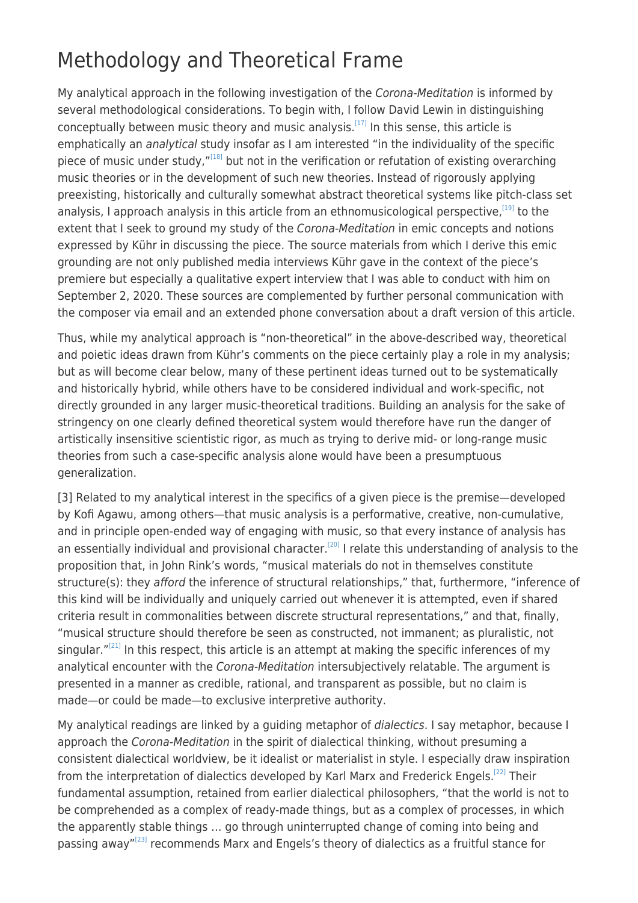# Methodology and Theoretical Frame

My analytical approach in the following investigation of the *Corona-Meditation* is informed by several methodological considerations. To begin with, I follow David Lewin in distinguishing conceptually between music theory and music analysis.[17] In this sense, this article is emphatically an *analytical* study insofar as I am interested "in the individuality of the specific piece of music under study,"[18] but not in the verification or refutation of existing overarching music theories or in the development of such new theories. Instead of rigorously applying preexisting, historically and culturally somewhat abstract theoretical systems like pitch-class set analysis, I approach analysis in this article from an ethnomusicological perspective,[19] to the extent that I seek to ground my study of the *Corona-Meditation* in emic concepts and notions expressed by Kühr in discussing the piece. The source materials from which I derive this emic grounding are not only published media interviews Kühr gave in the context of the piece's premiere but especially a qualitative expert interview that I was able to conduct with him on September 2, 2020. These sources are complemented by further personal communication with the composer via email and an extended phone conversation about a draft version of this article.

Thus, while my analytical approach is "non-theoretical" in the above-described way, theoretical and poietic ideas drawn from Kühr's comments on the piece certainly play a role in my analysis; but as will become clear below, many of these pertinent ideas turned out to be systematically and historically hybrid, while others have to be considered individual and work-specific, not directly grounded in any larger music-theoretical traditions. Building an analysis for the sake of stringency on one clearly defined theoretical system would therefore have run the danger of artistically insensitive scientistic rigor, as much as trying to derive mid- or long-range music theories from such a case-specific analysis alone would have been a presumptuous generalization.

[3] Related to my analytical interest in the specifics of a given piece is the premise—developed by Kofi Agawu, among others—that music analysis is a performative, creative, non-cumulative, and in principle open-ended way of engaging with music, so that every instance of analysis has an essentially individual and provisional character.[20] I relate this understanding of analysis to the proposition that, in John Rink's words, "musical materials do not in themselves constitute structure(s): they *afford* the inference of structural relationships," that, furthermore, "inference of this kind will be individually and uniquely carried out whenever it is attempted, even if shared criteria result in commonalities between discrete structural representations," and that, finally, "musical structure should therefore be seen as constructed, not immanent; as pluralistic, not singular."[21] In this respect, this article is an attempt at making the specific inferences of my analytical encounter with the *Corona-Meditation* intersubjectively relatable. The argument is presented in a manner as credible, rational, and transparent as possible, but no claim is made—or could be made—to exclusive interpretive authority.

My analytical readings are linked by a guiding metaphor of *dialectics*. I say metaphor, because I approach the *Corona-Meditation* in the spirit of dialectical thinking, without presuming a consistent dialectical worldview, be it idealist or materialist in style. I especially draw inspiration from the interpretation of dialectics developed by Karl Marx and Frederick Engels.[22] Their fundamental assumption, retained from earlier dialectical philosophers, "that the world is not to be comprehended as a complex of ready-made things, but as a complex of processes, in which the apparently stable things … go through uninterrupted change of coming into being and passing away"[23] recommends Marx and Engels's theory of dialectics as a fruitful stance for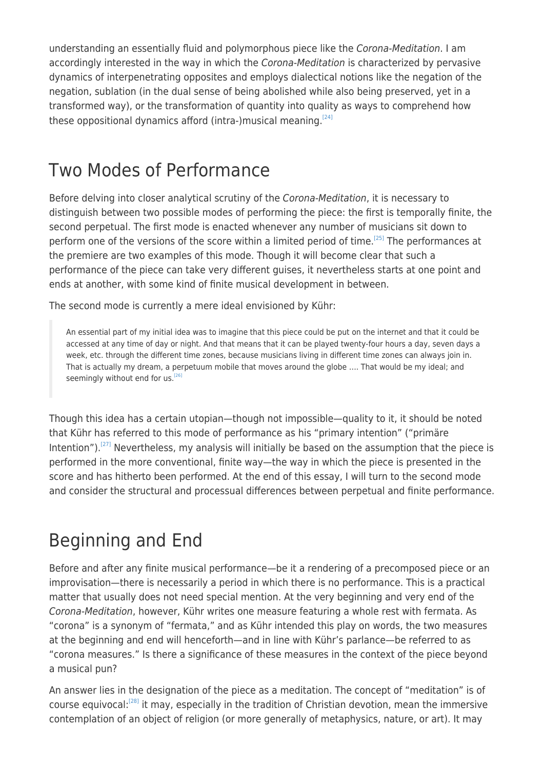understanding an essentially fluid and polymorphous piece like the *Corona-Meditation*. I am accordingly interested in the way in which the *Corona-Meditation* is characterized by pervasive dynamics of interpenetrating opposites and employs dialectical notions like the negation of the negation, sublation (in the dual sense of being abolished while also being preserved, yet in a transformed way), or the transformation of quantity into quality as ways to comprehend how these oppositional dynamics afford (intra-)musical meaning.[24]

## Two Modes of Performance

Before delving into closer analytical scrutiny of the *Corona-Meditation*, it is necessary to distinguish between two possible modes of performing the piece: the first is temporally finite, the second perpetual. The first mode is enacted whenever any number of musicians sit down to perform one of the versions of the score within a limited period of time.[25] The performances at the premiere are two examples of this mode. Though it will become clear that such a performance of the piece can take very different guises, it nevertheless starts at one point and ends at another, with some kind of finite musical development in between.

The second mode is currently a mere ideal envisioned by Kühr:

> An essential part of my initial idea was to imagine that this piece could be put on the internet and that it could be accessed at any time of day or night. And that means that it can be played twenty-four hours a day, seven days a week, etc. through the different time zones, because musicians living in different time zones can always join in. That is actually my dream, a perpetuum mobile that moves around the globe .... That would be my ideal; and seemingly without end for us.[26]

Though this idea has a certain utopian—though not impossible—quality to it, it should be noted that Kühr has referred to this mode of performance as his "primary intention" ("primäre Intention").[27] Nevertheless, my analysis will initially be based on the assumption that the piece is performed in the more conventional, finite way—the way in which the piece is presented in the score and has hitherto been performed. At the end of this essay, I will turn to the second mode and consider the structural and processual differences between perpetual and finite performance.

## Beginning and End

Before and after any finite musical performance—be it a rendering of a precomposed piece or an improvisation—there is necessarily a period in which there is no performance. This is a practical matter that usually does not need special mention. At the very beginning and very end of the *Corona-Meditation*, however, Kühr writes one measure featuring a whole rest with fermata. As "corona" is a synonym of "fermata," and as Kühr intended this play on words, the two measures at the beginning and end will henceforth—and in line with Kühr's parlance—be referred to as "corona measures." Is there a significance of these measures in the context of the piece beyond a musical pun?

An answer lies in the designation of the piece as a meditation. The concept of "meditation" is of course equivocal:[28] it may, especially in the tradition of Christian devotion, mean the immersive contemplation of an object of religion (or more generally of metaphysics, nature, or art). It may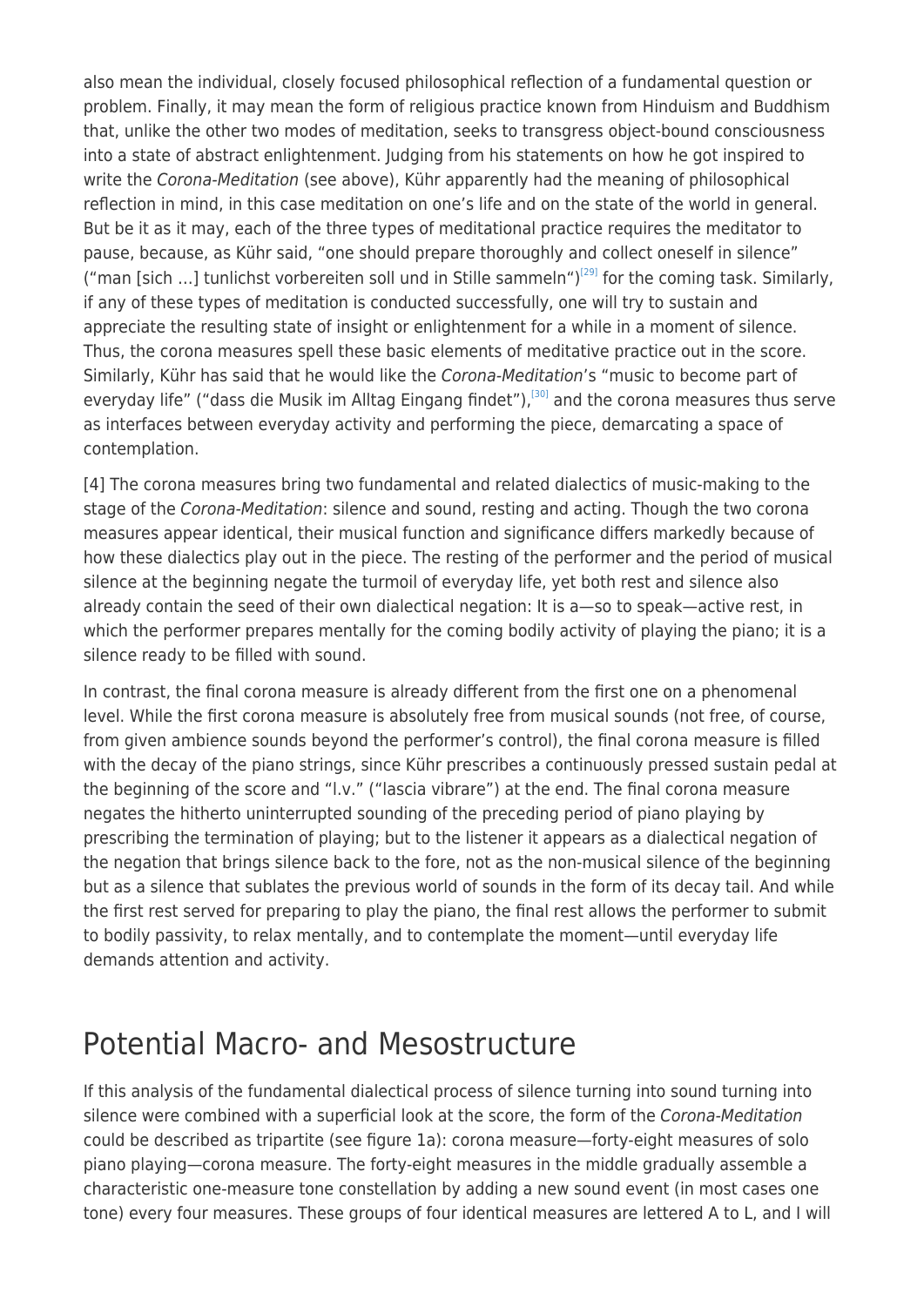also mean the individual, closely focused philosophical reflection of a fundamental question or problem. Finally, it may mean the form of religious practice known from Hinduism and Buddhism that, unlike the other two modes of meditation, seeks to transgress object-bound consciousness into a state of abstract enlightenment. Judging from his statements on how he got inspired to write the *Corona-Meditation* (see above), Kühr apparently had the meaning of philosophical reflection in mind, in this case meditation on one's life and on the state of the world in general. But be it as it may, each of the three types of meditational practice requires the meditator to pause, because, as Kühr said, "one should prepare thoroughly and collect oneself in silence" ("man [sich …] tunlichst vorbereiten soll und in Stille sammeln")[29] for the coming task. Similarly, if any of these types of meditation is conducted successfully, one will try to sustain and appreciate the resulting state of insight or enlightenment for a while in a moment of silence. Thus, the corona measures spell these basic elements of meditative practice out in the score. Similarly, Kühr has said that he would like the *Corona-Meditation*'s "music to become part of everyday life" ("dass die Musik im Alltag Eingang findet"),[30] and the corona measures thus serve as interfaces between everyday activity and performing the piece, demarcating a space of contemplation.

[4] The corona measures bring two fundamental and related dialectics of music-making to the stage of the *Corona-Meditation*: silence and sound, resting and acting. Though the two corona measures appear identical, their musical function and significance differs markedly because of how these dialectics play out in the piece. The resting of the performer and the period of musical silence at the beginning negate the turmoil of everyday life, yet both rest and silence also already contain the seed of their own dialectical negation: It is a—so to speak—active rest, in which the performer prepares mentally for the coming bodily activity of playing the piano; it is a silence ready to be filled with sound.

In contrast, the final corona measure is already different from the first one on a phenomenal level. While the first corona measure is absolutely free from musical sounds (not free, of course, from given ambience sounds beyond the performer's control), the final corona measure is filled with the decay of the piano strings, since Kühr prescribes a continuously pressed sustain pedal at the beginning of the score and "l.v." ("lascia vibrare") at the end. The final corona measure negates the hitherto uninterrupted sounding of the preceding period of piano playing by prescribing the termination of playing; but to the listener it appears as a dialectical negation of the negation that brings silence back to the fore, not as the non-musical silence of the beginning but as a silence that sublates the previous world of sounds in the form of its decay tail. And while the first rest served for preparing to play the piano, the final rest allows the performer to submit to bodily passivity, to relax mentally, and to contemplate the moment—until everyday life demands attention and activity.

## Potential Macro- and Mesostructure

If this analysis of the fundamental dialectical process of silence turning into sound turning into silence were combined with a superficial look at the score, the form of the *Corona-Meditation* could be described as tripartite (see figure 1a): corona measure—forty-eight measures of solo piano playing—corona measure. The forty-eight measures in the middle gradually assemble a characteristic one-measure tone constellation by adding a new sound event (in most cases one tone) every four measures. These groups of four identical measures are lettered A to L, and I will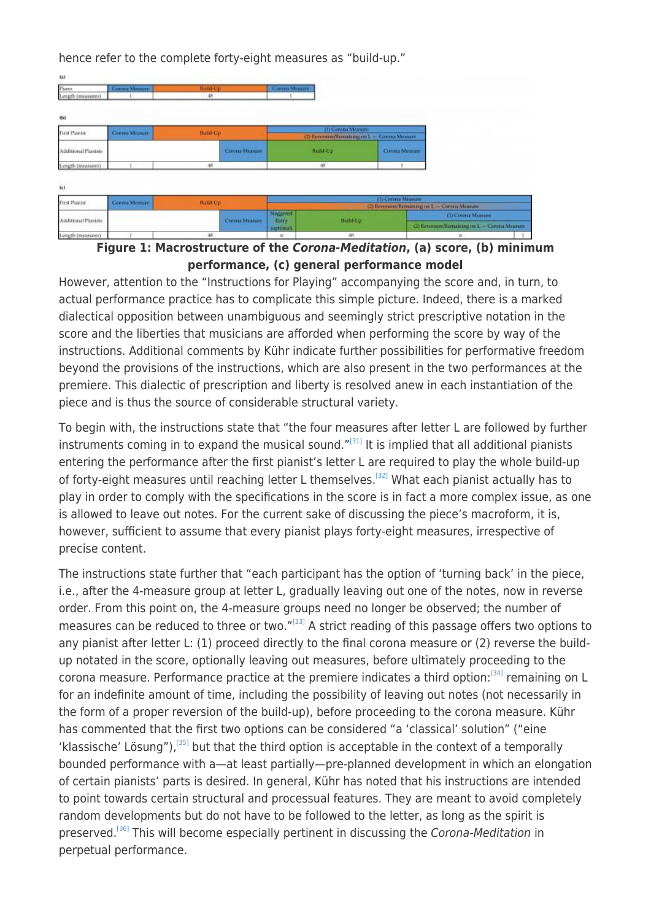hence refer to the complete forty-eight measures as “build-up.”

(a)

| Piano | Corona Measure | Build-Up | Corona Measure |
|---|---|---|---|
| Length (measures) | 1 | 48 | 1 |

(b)

| First Pianist | Corona Measure | Build-Up | | (1) Corona Measure / (2) Reversion/Remaining on L — Corona Measure | |
|---|---|---|---|---|---|
| Additional Pianists | | | Corona Measure | Build-Up | Corona Measure |
| Length (measures) | 1 | 48 | | 48 | 1 |

(c)

| First Pianist | Corona Measure | Build-Up | | (1) Corona Measure / (2) Reversion/Remaining on L — Corona Measure | | | |
|---|---|---|---|---|---|---|---|
| Additional Pianists | | | Corona Measure | Staggered Entry (optional) | Build-Up | (1) Corona Measure / (2) Reversion/Remaining on L — Corona Measure | |
| Length (measures) | 1 | 48 | | n | 48 | n | 1 |

**Figure 1: Macrostructure of the *Corona-Meditation*, (a) score, (b) minimum performance, (c) general performance model**

However, attention to the “Instructions for Playing” accompanying the score and, in turn, to actual performance practice has to complicate this simple picture. Indeed, there is a marked dialectical opposition between unambiguous and seemingly strict prescriptive notation in the score and the liberties that musicians are afforded when performing the score by way of the instructions. Additional comments by Kühr indicate further possibilities for performative freedom beyond the provisions of the instructions, which are also present in the two performances at the premiere. This dialectic of prescription and liberty is resolved anew in each instantiation of the piece and is thus the source of considerable structural variety.

To begin with, the instructions state that “the four measures after letter L are followed by further instruments coming in to expand the musical sound.”[31] It is implied that all additional pianists entering the performance after the first pianist’s letter L are required to play the whole build-up of forty-eight measures until reaching letter L themselves.[32] What each pianist actually has to play in order to comply with the specifications in the score is in fact a more complex issue, as one is allowed to leave out notes. For the current sake of discussing the piece’s macroform, it is, however, sufficient to assume that every pianist plays forty-eight measures, irrespective of precise content.

The instructions state further that “each participant has the option of ‘turning back’ in the piece, i.e., after the 4-measure group at letter L, gradually leaving out one of the notes, now in reverse order. From this point on, the 4-measure groups need no longer be observed; the number of measures can be reduced to three or two.”[33] A strict reading of this passage offers two options to any pianist after letter L: (1) proceed directly to the final corona measure or (2) reverse the build-up notated in the score, optionally leaving out measures, before ultimately proceeding to the corona measure. Performance practice at the premiere indicates a third option:[34] remaining on L for an indefinite amount of time, including the possibility of leaving out notes (not necessarily in the form of a proper reversion of the build-up), before proceeding to the corona measure. Kühr has commented that the first two options can be considered “a ‘classical’ solution” (“eine ‘klassische’ Lösung”),[35] but that the third option is acceptable in the context of a temporally bounded performance with a—at least partially—pre-planned development in which an elongation of certain pianists’ parts is desired. In general, Kühr has noted that his instructions are intended to point towards certain structural and processual features. They are meant to avoid completely random developments but do not have to be followed to the letter, as long as the spirit is preserved.[36] This will become especially pertinent in discussing the *Corona-Meditation* in perpetual performance.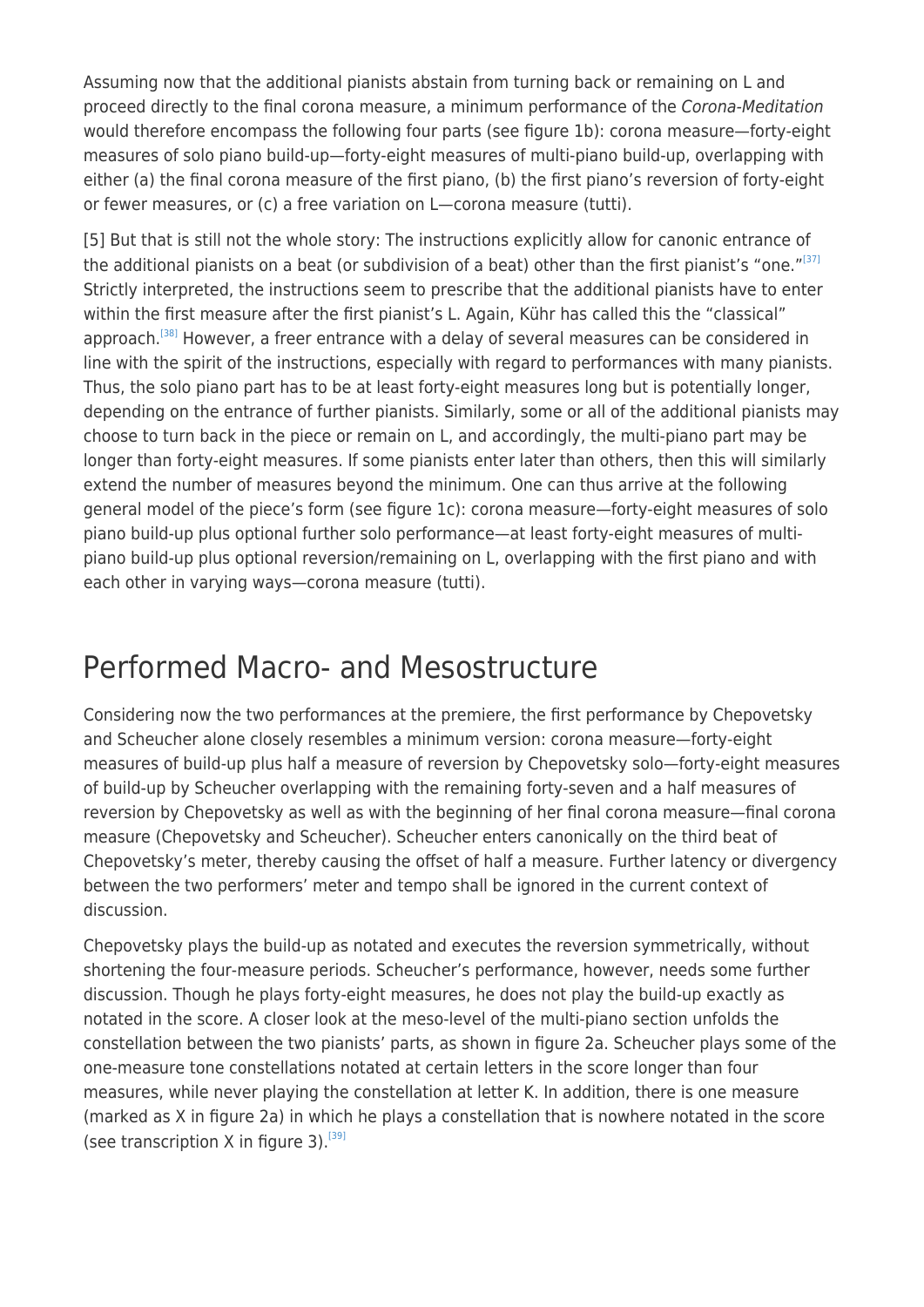Assuming now that the additional pianists abstain from turning back or remaining on L and proceed directly to the final corona measure, a minimum performance of the *Corona-Meditation* would therefore encompass the following four parts (see figure 1b): corona measure—forty-eight measures of solo piano build-up—forty-eight measures of multi-piano build-up, overlapping with either (a) the final corona measure of the first piano, (b) the first piano's reversion of forty-eight or fewer measures, or (c) a free variation on L—corona measure (tutti).

[5] But that is still not the whole story: The instructions explicitly allow for canonic entrance of the additional pianists on a beat (or subdivision of a beat) other than the first pianist's "one."[37] Strictly interpreted, the instructions seem to prescribe that the additional pianists have to enter within the first measure after the first pianist's L. Again, Kühr has called this the "classical" approach.[38] However, a freer entrance with a delay of several measures can be considered in line with the spirit of the instructions, especially with regard to performances with many pianists. Thus, the solo piano part has to be at least forty-eight measures long but is potentially longer, depending on the entrance of further pianists. Similarly, some or all of the additional pianists may choose to turn back in the piece or remain on L, and accordingly, the multi-piano part may be longer than forty-eight measures. If some pianists enter later than others, then this will similarly extend the number of measures beyond the minimum. One can thus arrive at the following general model of the piece's form (see figure 1c): corona measure—forty-eight measures of solo piano build-up plus optional further solo performance—at least forty-eight measures of multi-piano build-up plus optional reversion/remaining on L, overlapping with the first piano and with each other in varying ways—corona measure (tutti).

## Performed Macro- and Mesostructure

Considering now the two performances at the premiere, the first performance by Chepovetsky and Scheucher alone closely resembles a minimum version: corona measure—forty-eight measures of build-up plus half a measure of reversion by Chepovetsky solo—forty-eight measures of build-up by Scheucher overlapping with the remaining forty-seven and a half measures of reversion by Chepovetsky as well as with the beginning of her final corona measure—final corona measure (Chepovetsky and Scheucher). Scheucher enters canonically on the third beat of Chepovetsky's meter, thereby causing the offset of half a measure. Further latency or divergency between the two performers' meter and tempo shall be ignored in the current context of discussion.

Chepovetsky plays the build-up as notated and executes the reversion symmetrically, without shortening the four-measure periods. Scheucher's performance, however, needs some further discussion. Though he plays forty-eight measures, he does not play the build-up exactly as notated in the score. A closer look at the meso-level of the multi-piano section unfolds the constellation between the two pianists' parts, as shown in figure 2a. Scheucher plays some of the one-measure tone constellations notated at certain letters in the score longer than four measures, while never playing the constellation at letter K. In addition, there is one measure (marked as X in figure 2a) in which he plays a constellation that is nowhere notated in the score (see transcription X in figure 3).[39]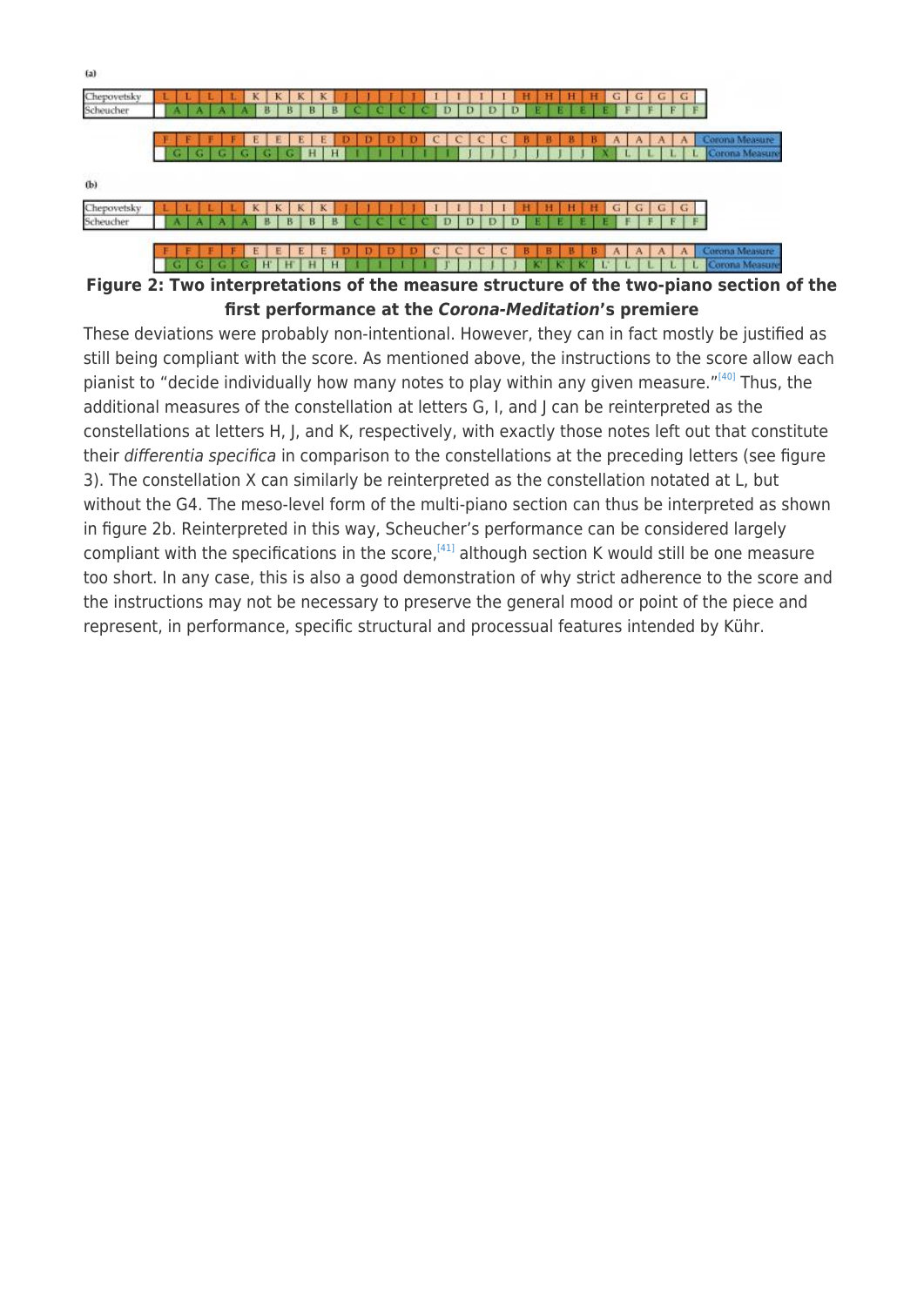(a)

| | |
|---|---|
| Chepovetsky | L L L L K K K K J J J J J I I I I H H H H G G G G |
| Scheucher | A A A A B B B B C C C C C D D D D E E E E E F F F F |

| | |
|---|---|
| Chepovetsky | F F F F E E E E D D D D C C C C B B B B A A A A Corona Measure |
| Scheucher | G G G G G G H H I I I I I I J J J J J J X L L L L Corona Measure |

(b)

| | |
|---|---|
| Chepovetsky | L L L L K K K K J J J J J I I I I H H H H G G G G |
| Scheucher | A A A A B B B B C C C C C D D D D E E E E E F F F F |

| | |
|---|---|
| Chepovetsky | F F F F E E E E D D D D C C C C B B B B A A A A Corona Measure |
| Scheucher | G G G G H' H' H H I I I I I J' J J J J K' K' K' L' L L L L Corona Measure |

**Figure 2: Two interpretations of the measure structure of the two-piano section of the first performance at the *Corona-Meditation*'s premiere**

These deviations were probably non-intentional. However, they can in fact mostly be justified as still being compliant with the score. As mentioned above, the instructions to the score allow each pianist to "decide individually how many notes to play within any given measure."[40] Thus, the additional measures of the constellation at letters G, I, and J can be reinterpreted as the constellations at letters H, J, and K, respectively, with exactly those notes left out that constitute their *differentia specifica* in comparison to the constellations at the preceding letters (see figure 3). The constellation X can similarly be reinterpreted as the constellation notated at L, but without the G4. The meso-level form of the multi-piano section can thus be interpreted as shown in figure 2b. Reinterpreted in this way, Scheucher's performance can be considered largely compliant with the specifications in the score,[41] although section K would still be one measure too short. In any case, this is also a good demonstration of why strict adherence to the score and the instructions may not be necessary to preserve the general mood or point of the piece and represent, in performance, specific structural and processual features intended by Kühr.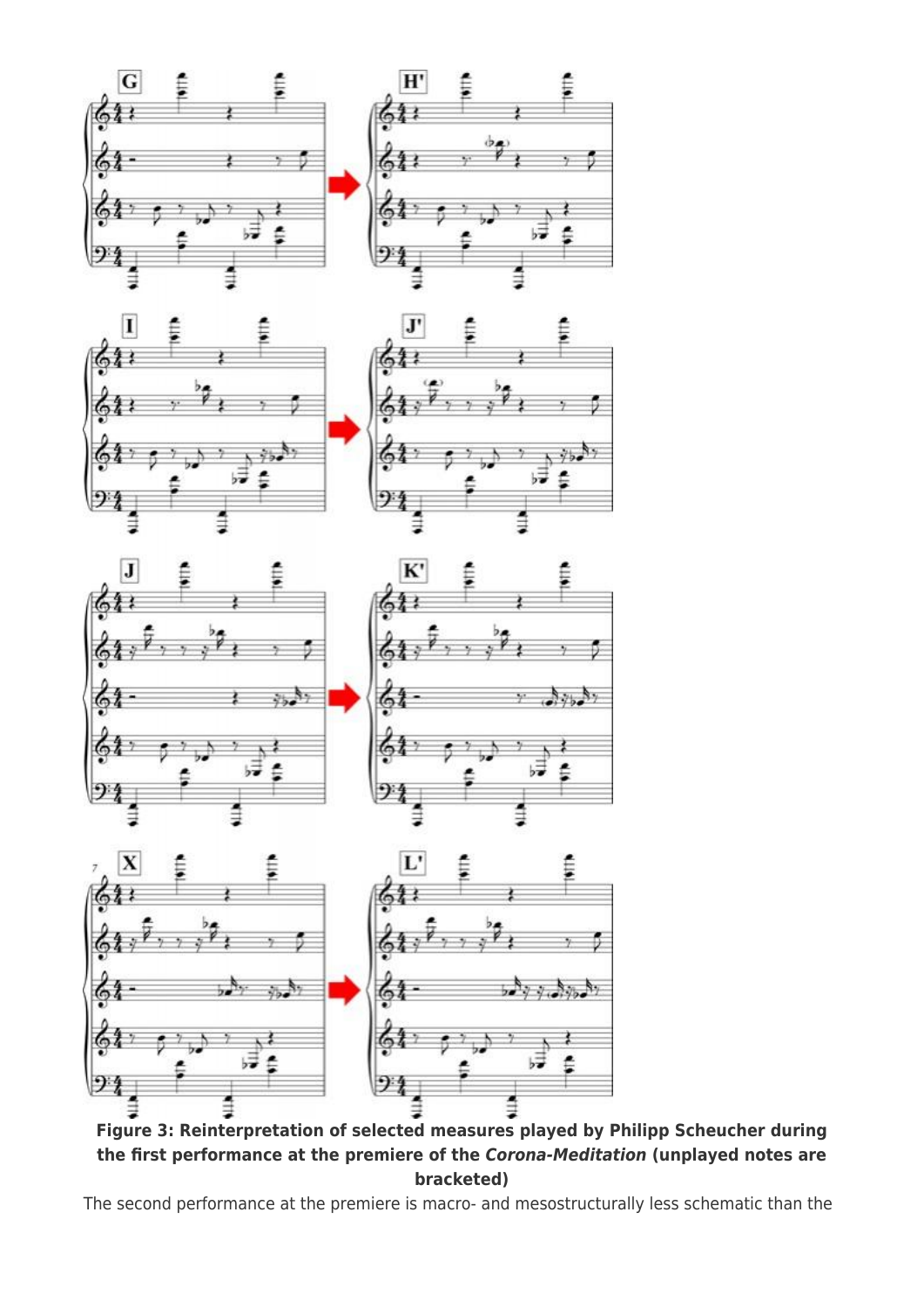**Figure 3: Reinterpretation of selected measures played by Philipp Scheucher during the first performance at the premiere of the *Corona-Meditation* (unplayed notes are bracketed)**

The second performance at the premiere is macro- and mesostructurally less schematic than the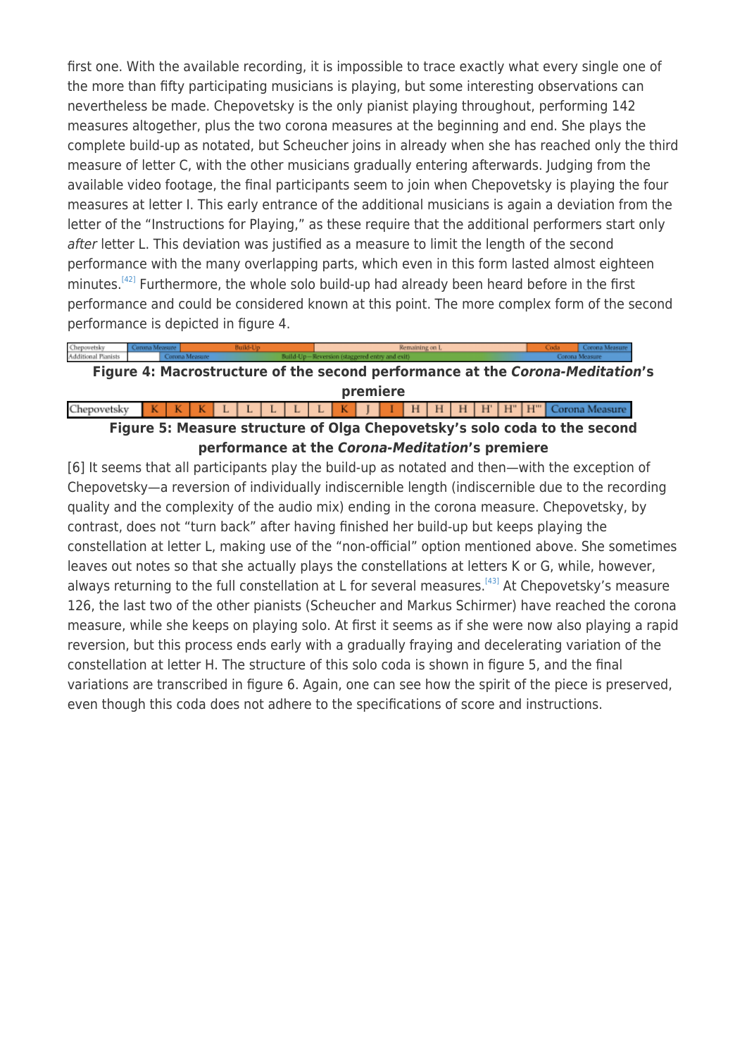first one. With the available recording, it is impossible to trace exactly what every single one of the more than fifty participating musicians is playing, but some interesting observations can nevertheless be made. Chepovetsky is the only pianist playing throughout, performing 142 measures altogether, plus the two corona measures at the beginning and end. She plays the complete build-up as notated, but Scheucher joins in already when she has reached only the third measure of letter C, with the other musicians gradually entering afterwards. Judging from the available video footage, the final participants seem to join when Chepovetsky is playing the four measures at letter I. This early entrance of the additional musicians is again a deviation from the letter of the "Instructions for Playing," as these require that the additional performers start only *after* letter L. This deviation was justified as a measure to limit the length of the second performance with the many overlapping parts, which even in this form lasted almost eighteen minutes.[42] Furthermore, the whole solo build-up had already been heard before in the first performance and could be considered known at this point. The more complex form of the second performance is depicted in figure 4.

| Chepovetsky | Corona Measure | Build-Up | Remaining on L | Coda | Corona Measure |
|---|---|---|---|---|---|
| Additional Pianists | Corona Measure | Build-Up – Reversion (staggered entry and exit) | | Corona Measure | |

**Figure 4: Macrostructure of the second performance at the *Corona-Meditation*'s premiere**

| Chepovetsky | K | K | K | L | L | L | L | L | K | J | I | H | H | H | H' | H'' | H''' | Corona Measure |
|---|---|---|---|---|---|---|---|---|---|---|---|---|---|---|---|---|---|---|

**Figure 5: Measure structure of Olga Chepovetsky's solo coda to the second performance at the *Corona-Meditation*'s premiere**

[6] It seems that all participants play the build-up as notated and then—with the exception of Chepovetsky—a reversion of individually indiscernible length (indiscernible due to the recording quality and the complexity of the audio mix) ending in the corona measure. Chepovetsky, by contrast, does not "turn back" after having finished her build-up but keeps playing the constellation at letter L, making use of the "non-official" option mentioned above. She sometimes leaves out notes so that she actually plays the constellations at letters K or G, while, however, always returning to the full constellation at L for several measures.[43] At Chepovetsky's measure 126, the last two of the other pianists (Scheucher and Markus Schirmer) have reached the corona measure, while she keeps on playing solo. At first it seems as if she were now also playing a rapid reversion, but this process ends early with a gradually fraying and decelerating variation of the constellation at letter H. The structure of this solo coda is shown in figure 5, and the final variations are transcribed in figure 6. Again, one can see how the spirit of the piece is preserved, even though this coda does not adhere to the specifications of score and instructions.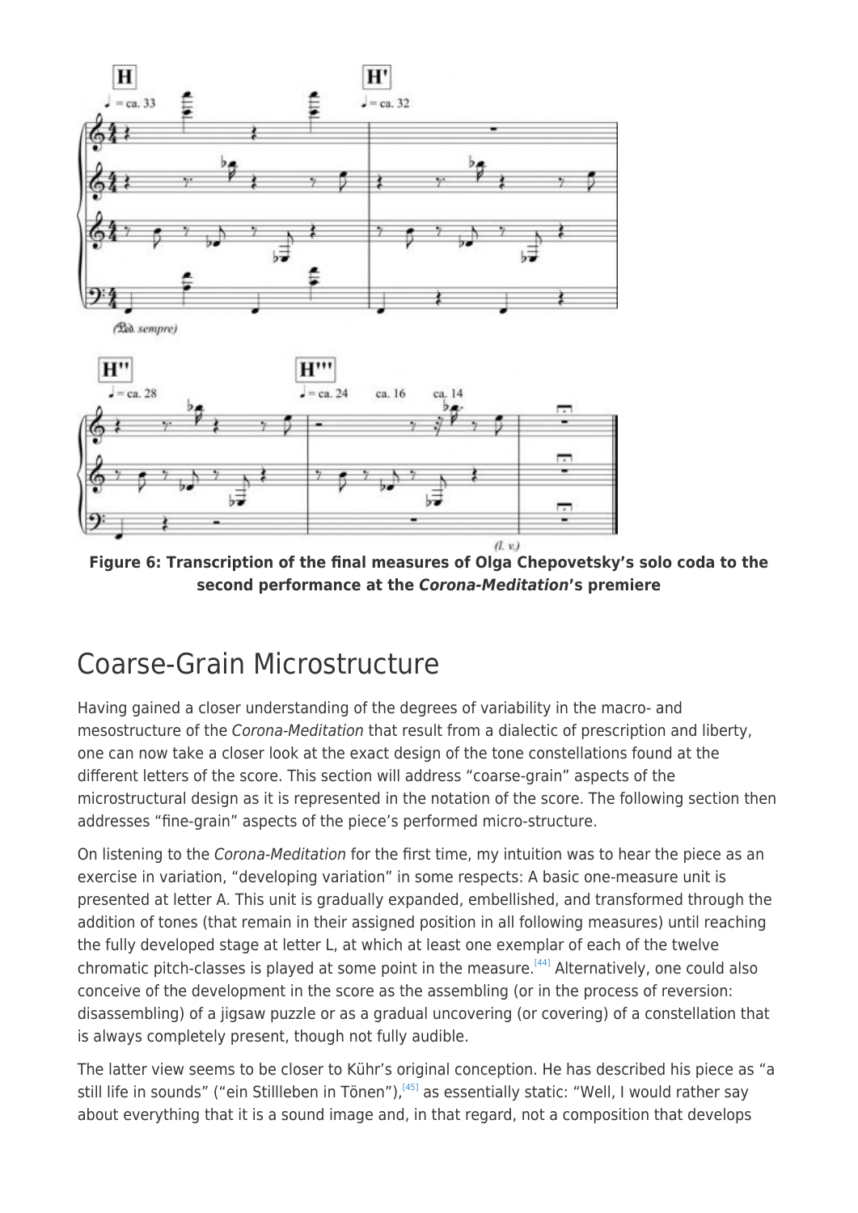**Figure 6: Transcription of the final measures of Olga Chepovetsky's solo coda to the second performance at the *Corona-Meditation*'s premiere**

## Coarse-Grain Microstructure

Having gained a closer understanding of the degrees of variability in the macro- and mesostructure of the *Corona-Meditation* that result from a dialectic of prescription and liberty, one can now take a closer look at the exact design of the tone constellations found at the different letters of the score. This section will address "coarse-grain" aspects of the microstructural design as it is represented in the notation of the score. The following section then addresses "fine-grain" aspects of the piece's performed micro-structure.

On listening to the *Corona-Meditation* for the first time, my intuition was to hear the piece as an exercise in variation, "developing variation" in some respects: A basic one-measure unit is presented at letter A. This unit is gradually expanded, embellished, and transformed through the addition of tones (that remain in their assigned position in all following measures) until reaching the fully developed stage at letter L, at which at least one exemplar of each of the twelve chromatic pitch-classes is played at some point in the measure.[44] Alternatively, one could also conceive of the development in the score as the assembling (or in the process of reversion: disassembling) of a jigsaw puzzle or as a gradual uncovering (or covering) of a constellation that is always completely present, though not fully audible.

The latter view seems to be closer to Kühr's original conception. He has described his piece as "a still life in sounds" ("ein Stillleben in Tönen"),[45] as essentially static: "Well, I would rather say about everything that it is a sound image and, in that regard, not a composition that develops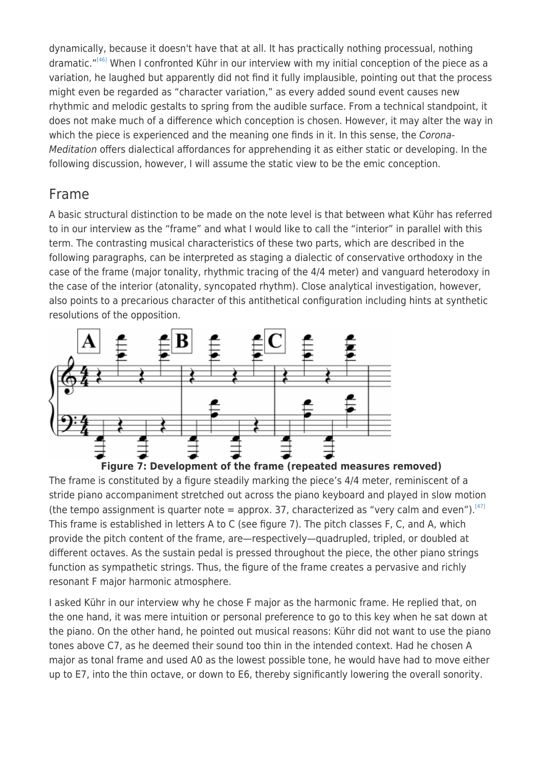dynamically, because it doesn't have that at all. It has practically nothing processual, nothing dramatic."[46] When I confronted Kühr in our interview with my initial conception of the piece as a variation, he laughed but apparently did not find it fully implausible, pointing out that the process might even be regarded as "character variation," as every added sound event causes new rhythmic and melodic gestalts to spring from the audible surface. From a technical standpoint, it does not make much of a difference which conception is chosen. However, it may alter the way in which the piece is experienced and the meaning one finds in it. In this sense, the *Corona-Meditation* offers dialectical affordances for apprehending it as either static or developing. In the following discussion, however, I will assume the static view to be the emic conception.

## Frame

A basic structural distinction to be made on the note level is that between what Kühr has referred to in our interview as the "frame" and what I would like to call the "interior" in parallel with this term. The contrasting musical characteristics of these two parts, which are described in the following paragraphs, can be interpreted as staging a dialectic of conservative orthodoxy in the case of the frame (major tonality, rhythmic tracing of the 4/4 meter) and vanguard heterodoxy in the case of the interior (atonality, syncopated rhythm). Close analytical investigation, however, also points to a precarious character of this antithetical configuration including hints at synthetic resolutions of the opposition.

**Figure 7: Development of the frame (repeated measures removed)**

The frame is constituted by a figure steadily marking the piece's 4/4 meter, reminiscent of a stride piano accompaniment stretched out across the piano keyboard and played in slow motion (the tempo assignment is quarter note = approx. 37, characterized as "very calm and even").[47] This frame is established in letters A to C (see figure 7). The pitch classes F, C, and A, which provide the pitch content of the frame, are—respectively—quadrupled, tripled, or doubled at different octaves. As the sustain pedal is pressed throughout the piece, the other piano strings function as sympathetic strings. Thus, the figure of the frame creates a pervasive and richly resonant F major harmonic atmosphere.

I asked Kühr in our interview why he chose F major as the harmonic frame. He replied that, on the one hand, it was mere intuition or personal preference to go to this key when he sat down at the piano. On the other hand, he pointed out musical reasons: Kühr did not want to use the piano tones above C7, as he deemed their sound too thin in the intended context. Had he chosen A major as tonal frame and used A0 as the lowest possible tone, he would have had to move either up to E7, into the thin octave, or down to E6, thereby significantly lowering the overall sonority.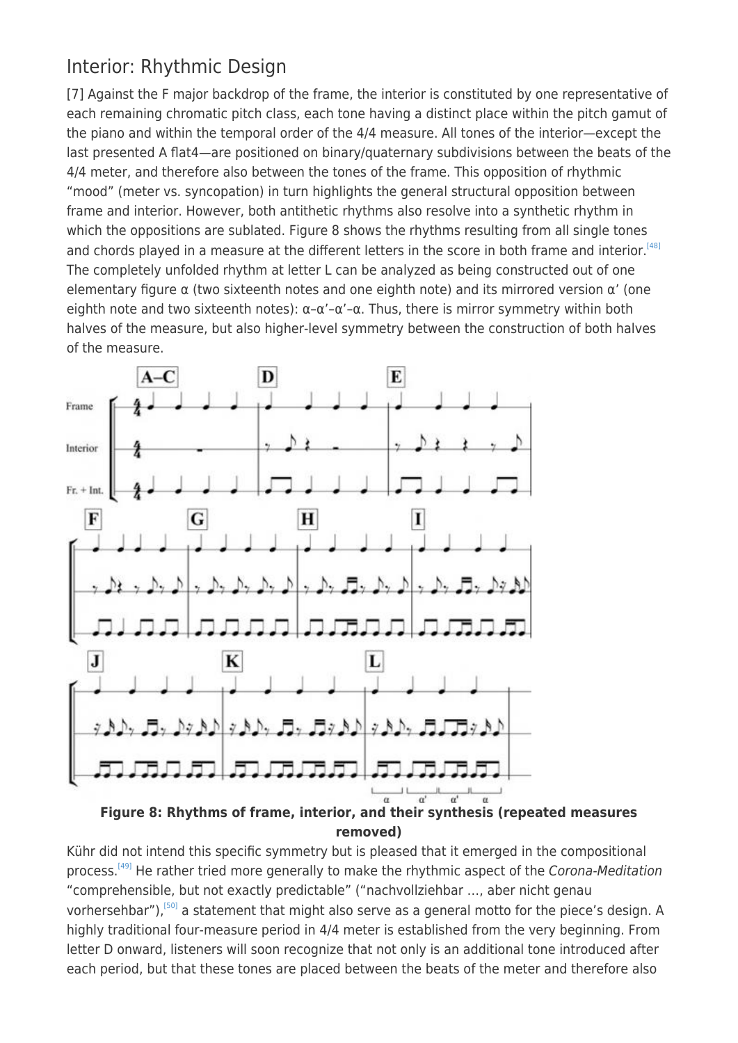## Interior: Rhythmic Design

[7] Against the F major backdrop of the frame, the interior is constituted by one representative of each remaining chromatic pitch class, each tone having a distinct place within the pitch gamut of the piano and within the temporal order of the 4/4 measure. All tones of the interior—except the last presented A flat4—are positioned on binary/quaternary subdivisions between the beats of the 4/4 meter, and therefore also between the tones of the frame. This opposition of rhythmic "mood" (meter vs. syncopation) in turn highlights the general structural opposition between frame and interior. However, both antithetic rhythms also resolve into a synthetic rhythm in which the oppositions are sublated. Figure 8 shows the rhythms resulting from all single tones and chords played in a measure at the different letters in the score in both frame and interior.[48] The completely unfolded rhythm at letter L can be analyzed as being constructed out of one elementary figure α (two sixteenth notes and one eighth note) and its mirrored version α' (one eighth note and two sixteenth notes): α–α'–α'–α. Thus, there is mirror symmetry within both halves of the measure, but also higher-level symmetry between the construction of both halves of the measure.

**Figure 8: Rhythms of frame, interior, and their synthesis (repeated measures removed)**

Kühr did not intend this specific symmetry but is pleased that it emerged in the compositional process.[49] He rather tried more generally to make the rhythmic aspect of the *Corona-Meditation* "comprehensible, but not exactly predictable" ("nachvollziehbar …, aber nicht genau vorhersehbar"),[50] a statement that might also serve as a general motto for the piece's design. A highly traditional four-measure period in 4/4 meter is established from the very beginning. From letter D onward, listeners will soon recognize that not only is an additional tone introduced after each period, but that these tones are placed between the beats of the meter and therefore also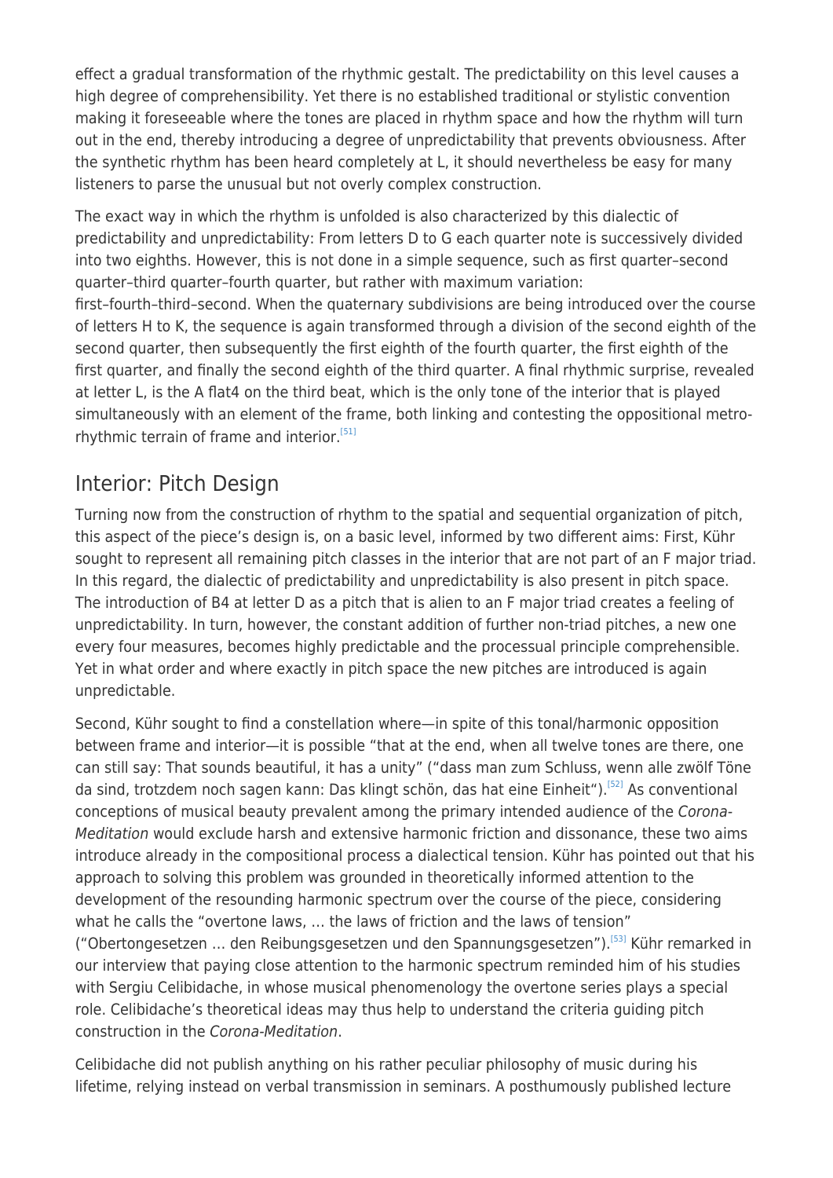effect a gradual transformation of the rhythmic gestalt. The predictability on this level causes a high degree of comprehensibility. Yet there is no established traditional or stylistic convention making it foreseeable where the tones are placed in rhythm space and how the rhythm will turn out in the end, thereby introducing a degree of unpredictability that prevents obviousness. After the synthetic rhythm has been heard completely at L, it should nevertheless be easy for many listeners to parse the unusual but not overly complex construction.

The exact way in which the rhythm is unfolded is also characterized by this dialectic of predictability and unpredictability: From letters D to G each quarter note is successively divided into two eighths. However, this is not done in a simple sequence, such as first quarter–second quarter–third quarter–fourth quarter, but rather with maximum variation: first–fourth–third–second. When the quaternary subdivisions are being introduced over the course of letters H to K, the sequence is again transformed through a division of the second eighth of the second quarter, then subsequently the first eighth of the fourth quarter, the first eighth of the first quarter, and finally the second eighth of the third quarter. A final rhythmic surprise, revealed at letter L, is the A flat4 on the third beat, which is the only tone of the interior that is played simultaneously with an element of the frame, both linking and contesting the oppositional metro-rhythmic terrain of frame and interior.[51]

## Interior: Pitch Design

Turning now from the construction of rhythm to the spatial and sequential organization of pitch, this aspect of the piece's design is, on a basic level, informed by two different aims: First, Kühr sought to represent all remaining pitch classes in the interior that are not part of an F major triad. In this regard, the dialectic of predictability and unpredictability is also present in pitch space. The introduction of B4 at letter D as a pitch that is alien to an F major triad creates a feeling of unpredictability. In turn, however, the constant addition of further non-triad pitches, a new one every four measures, becomes highly predictable and the processual principle comprehensible. Yet in what order and where exactly in pitch space the new pitches are introduced is again unpredictable.

Second, Kühr sought to find a constellation where—in spite of this tonal/harmonic opposition between frame and interior—it is possible "that at the end, when all twelve tones are there, one can still say: That sounds beautiful, it has a unity" ("dass man zum Schluss, wenn alle zwölf Töne da sind, trotzdem noch sagen kann: Das klingt schön, das hat eine Einheit").[52] As conventional conceptions of musical beauty prevalent among the primary intended audience of the *Corona-Meditation* would exclude harsh and extensive harmonic friction and dissonance, these two aims introduce already in the compositional process a dialectical tension. Kühr has pointed out that his approach to solving this problem was grounded in theoretically informed attention to the development of the resounding harmonic spectrum over the course of the piece, considering what he calls the "overtone laws, … the laws of friction and the laws of tension" ("Obertongesetzen … den Reibungsgesetzen und den Spannungsgesetzen").[53] Kühr remarked in our interview that paying close attention to the harmonic spectrum reminded him of his studies with Sergiu Celibidache, in whose musical phenomenology the overtone series plays a special role. Celibidache's theoretical ideas may thus help to understand the criteria guiding pitch construction in the *Corona-Meditation*.

Celibidache did not publish anything on his rather peculiar philosophy of music during his lifetime, relying instead on verbal transmission in seminars. A posthumously published lecture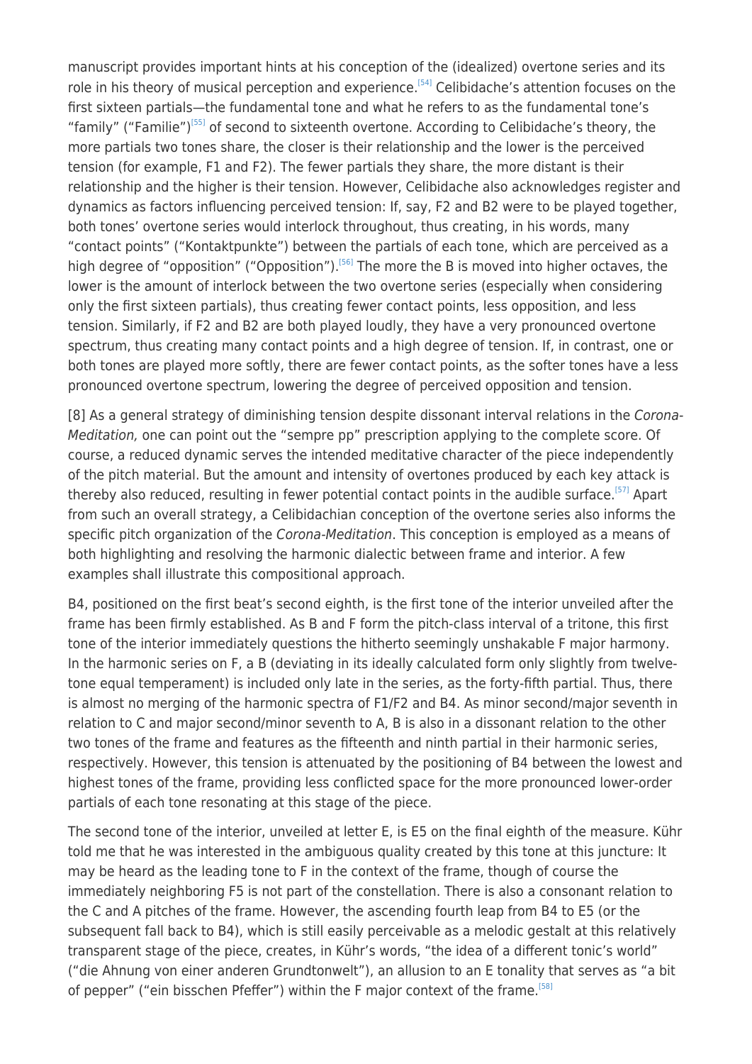manuscript provides important hints at his conception of the (idealized) overtone series and its role in his theory of musical perception and experience.[54] Celibidache's attention focuses on the first sixteen partials—the fundamental tone and what he refers to as the fundamental tone's "family" ("Familie")[55] of second to sixteenth overtone. According to Celibidache's theory, the more partials two tones share, the closer is their relationship and the lower is the perceived tension (for example, F1 and F2). The fewer partials they share, the more distant is their relationship and the higher is their tension. However, Celibidache also acknowledges register and dynamics as factors influencing perceived tension: If, say, F2 and B2 were to be played together, both tones' overtone series would interlock throughout, thus creating, in his words, many "contact points" ("Kontaktpunkte") between the partials of each tone, which are perceived as a high degree of "opposition" ("Opposition").[56] The more the B is moved into higher octaves, the lower is the amount of interlock between the two overtone series (especially when considering only the first sixteen partials), thus creating fewer contact points, less opposition, and less tension. Similarly, if F2 and B2 are both played loudly, they have a very pronounced overtone spectrum, thus creating many contact points and a high degree of tension. If, in contrast, one or both tones are played more softly, there are fewer contact points, as the softer tones have a less pronounced overtone spectrum, lowering the degree of perceived opposition and tension.

[8] As a general strategy of diminishing tension despite dissonant interval relations in the *Corona-Meditation,* one can point out the "sempre pp" prescription applying to the complete score. Of course, a reduced dynamic serves the intended meditative character of the piece independently of the pitch material. But the amount and intensity of overtones produced by each key attack is thereby also reduced, resulting in fewer potential contact points in the audible surface.[57] Apart from such an overall strategy, a Celibidachian conception of the overtone series also informs the specific pitch organization of the *Corona-Meditation*. This conception is employed as a means of both highlighting and resolving the harmonic dialectic between frame and interior. A few examples shall illustrate this compositional approach.

B4, positioned on the first beat's second eighth, is the first tone of the interior unveiled after the frame has been firmly established. As B and F form the pitch-class interval of a tritone, this first tone of the interior immediately questions the hitherto seemingly unshakable F major harmony. In the harmonic series on F, a B (deviating in its ideally calculated form only slightly from twelve-tone equal temperament) is included only late in the series, as the forty-fifth partial. Thus, there is almost no merging of the harmonic spectra of F1/F2 and B4. As minor second/major seventh in relation to C and major second/minor seventh to A, B is also in a dissonant relation to the other two tones of the frame and features as the fifteenth and ninth partial in their harmonic series, respectively. However, this tension is attenuated by the positioning of B4 between the lowest and highest tones of the frame, providing less conflicted space for the more pronounced lower-order partials of each tone resonating at this stage of the piece.

The second tone of the interior, unveiled at letter E, is E5 on the final eighth of the measure. Kühr told me that he was interested in the ambiguous quality created by this tone at this juncture: It may be heard as the leading tone to F in the context of the frame, though of course the immediately neighboring F5 is not part of the constellation. There is also a consonant relation to the C and A pitches of the frame. However, the ascending fourth leap from B4 to E5 (or the subsequent fall back to B4), which is still easily perceivable as a melodic gestalt at this relatively transparent stage of the piece, creates, in Kühr's words, "the idea of a different tonic's world" ("die Ahnung von einer anderen Grundtonwelt"), an allusion to an E tonality that serves as "a bit of pepper" ("ein bisschen Pfeffer") within the F major context of the frame.[58]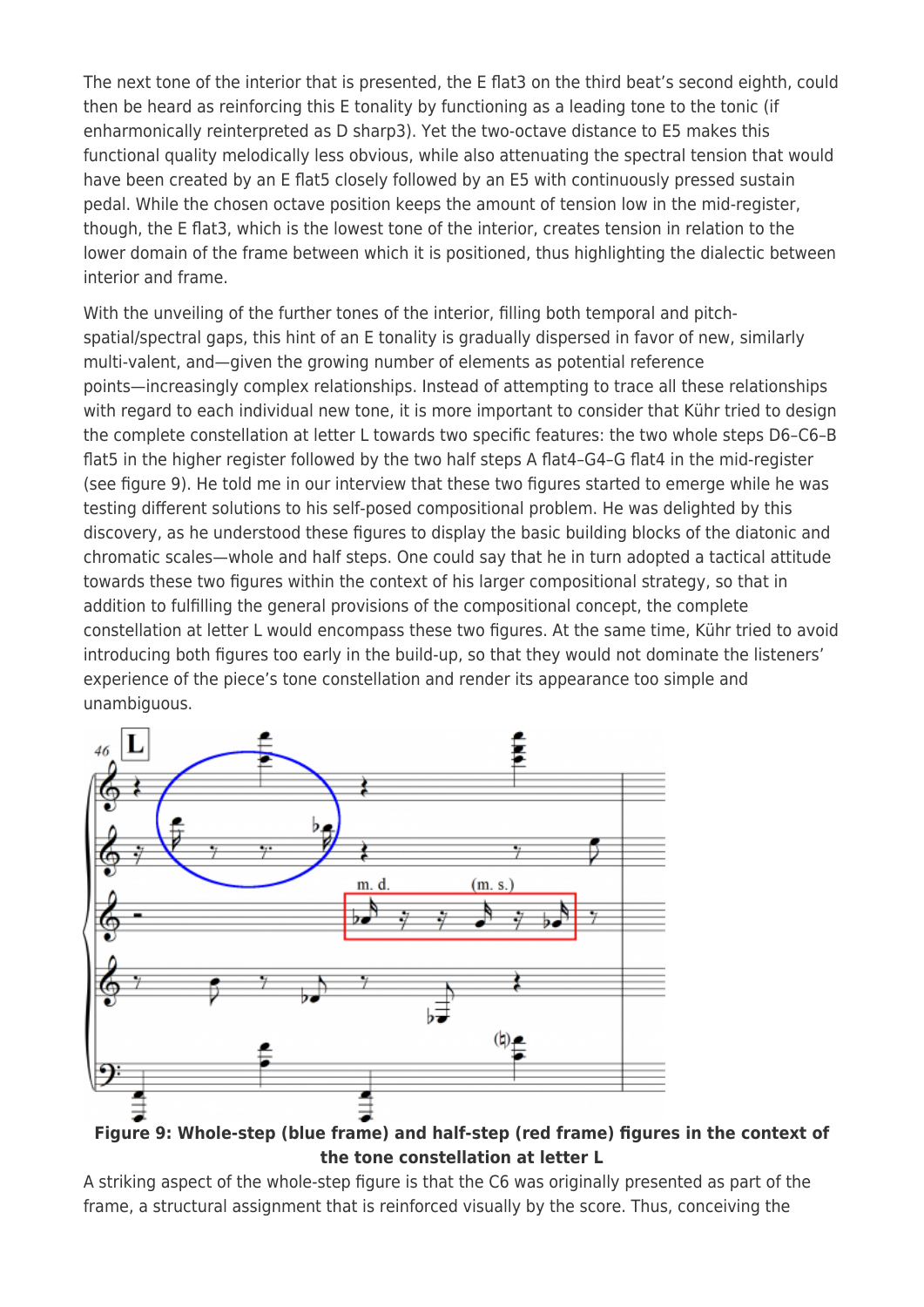The next tone of the interior that is presented, the E flat3 on the third beat's second eighth, could then be heard as reinforcing this E tonality by functioning as a leading tone to the tonic (if enharmonically reinterpreted as D sharp3). Yet the two-octave distance to E5 makes this functional quality melodically less obvious, while also attenuating the spectral tension that would have been created by an E flat5 closely followed by an E5 with continuously pressed sustain pedal. While the chosen octave position keeps the amount of tension low in the mid-register, though, the E flat3, which is the lowest tone of the interior, creates tension in relation to the lower domain of the frame between which it is positioned, thus highlighting the dialectic between interior and frame.

With the unveiling of the further tones of the interior, filling both temporal and pitch-spatial/spectral gaps, this hint of an E tonality is gradually dispersed in favor of new, similarly multi-valent, and—given the growing number of elements as potential reference points—increasingly complex relationships. Instead of attempting to trace all these relationships with regard to each individual new tone, it is more important to consider that Kühr tried to design the complete constellation at letter L towards two specific features: the two whole steps D6–C6–B flat5 in the higher register followed by the two half steps A flat4–G4–G flat4 in the mid-register (see figure 9). He told me in our interview that these two figures started to emerge while he was testing different solutions to his self-posed compositional problem. He was delighted by this discovery, as he understood these figures to display the basic building blocks of the diatonic and chromatic scales—whole and half steps. One could say that he in turn adopted a tactical attitude towards these two figures within the context of his larger compositional strategy, so that in addition to fulfilling the general provisions of the compositional concept, the complete constellation at letter L would encompass these two figures. At the same time, Kühr tried to avoid introducing both figures too early in the build-up, so that they would not dominate the listeners' experience of the piece's tone constellation and render its appearance too simple and unambiguous.

**Figure 9: Whole-step (blue frame) and half-step (red frame) figures in the context of the tone constellation at letter L**

A striking aspect of the whole-step figure is that the C6 was originally presented as part of the frame, a structural assignment that is reinforced visually by the score. Thus, conceiving the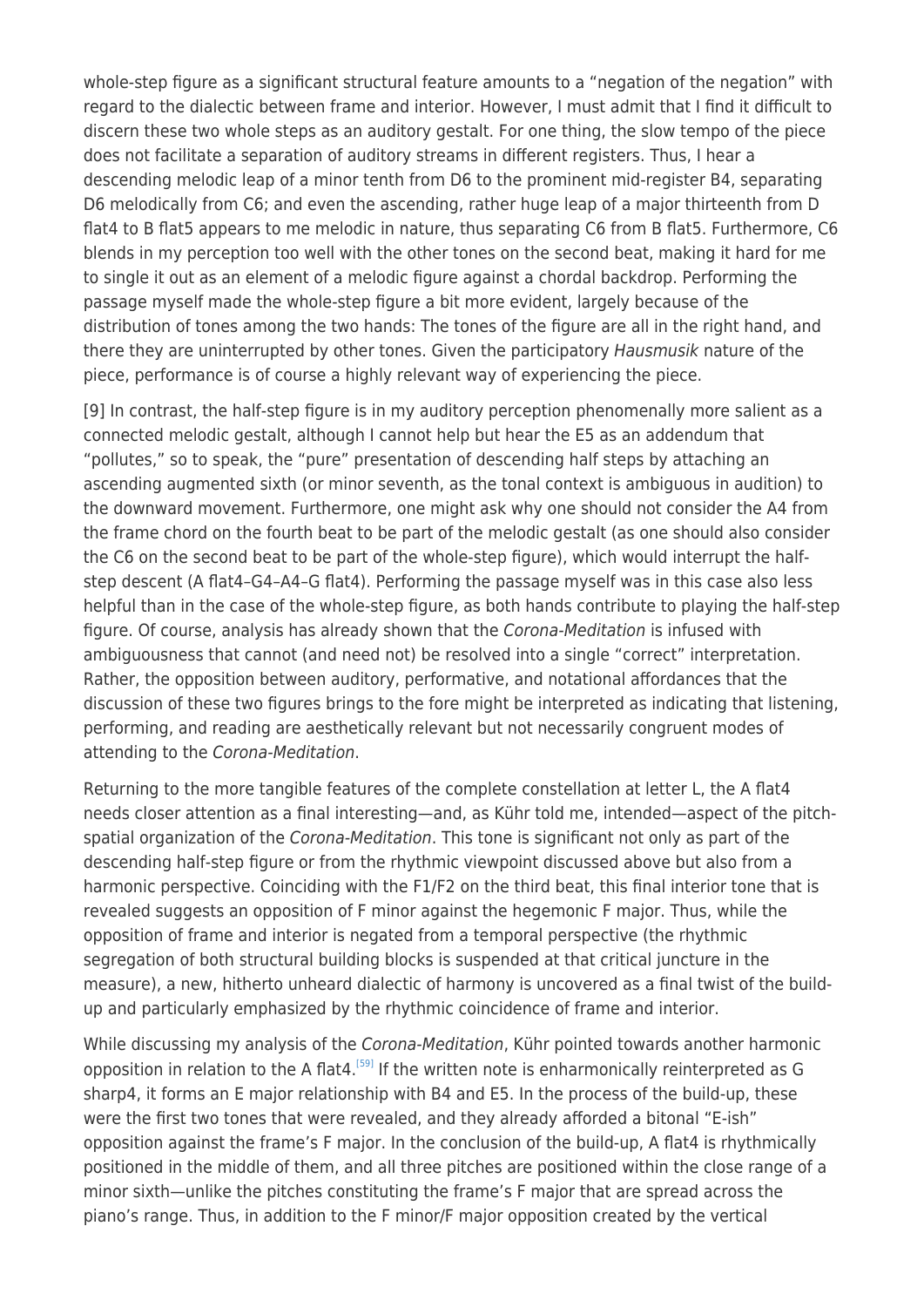whole-step figure as a significant structural feature amounts to a "negation of the negation" with regard to the dialectic between frame and interior. However, I must admit that I find it difficult to discern these two whole steps as an auditory gestalt. For one thing, the slow tempo of the piece does not facilitate a separation of auditory streams in different registers. Thus, I hear a descending melodic leap of a minor tenth from D6 to the prominent mid-register B4, separating D6 melodically from C6; and even the ascending, rather huge leap of a major thirteenth from D flat4 to B flat5 appears to me melodic in nature, thus separating C6 from B flat5. Furthermore, C6 blends in my perception too well with the other tones on the second beat, making it hard for me to single it out as an element of a melodic figure against a chordal backdrop. Performing the passage myself made the whole-step figure a bit more evident, largely because of the distribution of tones among the two hands: The tones of the figure are all in the right hand, and there they are uninterrupted by other tones. Given the participatory *Hausmusik* nature of the piece, performance is of course a highly relevant way of experiencing the piece.

[9] In contrast, the half-step figure is in my auditory perception phenomenally more salient as a connected melodic gestalt, although I cannot help but hear the E5 as an addendum that "pollutes," so to speak, the "pure" presentation of descending half steps by attaching an ascending augmented sixth (or minor seventh, as the tonal context is ambiguous in audition) to the downward movement. Furthermore, one might ask why one should not consider the A4 from the frame chord on the fourth beat to be part of the melodic gestalt (as one should also consider the C6 on the second beat to be part of the whole-step figure), which would interrupt the half-step descent (A flat4–G4–A4–G flat4). Performing the passage myself was in this case also less helpful than in the case of the whole-step figure, as both hands contribute to playing the half-step figure. Of course, analysis has already shown that the *Corona-Meditation* is infused with ambiguousness that cannot (and need not) be resolved into a single "correct" interpretation. Rather, the opposition between auditory, performative, and notational affordances that the discussion of these two figures brings to the fore might be interpreted as indicating that listening, performing, and reading are aesthetically relevant but not necessarily congruent modes of attending to the *Corona-Meditation*.

Returning to the more tangible features of the complete constellation at letter L, the A flat4 needs closer attention as a final interesting—and, as Kühr told me, intended—aspect of the pitch-spatial organization of the *Corona-Meditation*. This tone is significant not only as part of the descending half-step figure or from the rhythmic viewpoint discussed above but also from a harmonic perspective. Coinciding with the F1/F2 on the third beat, this final interior tone that is revealed suggests an opposition of F minor against the hegemonic F major. Thus, while the opposition of frame and interior is negated from a temporal perspective (the rhythmic segregation of both structural building blocks is suspended at that critical juncture in the measure), a new, hitherto unheard dialectic of harmony is uncovered as a final twist of the build-up and particularly emphasized by the rhythmic coincidence of frame and interior.

While discussing my analysis of the *Corona-Meditation*, Kühr pointed towards another harmonic opposition in relation to the A flat4.[59] If the written note is enharmonically reinterpreted as G sharp4, it forms an E major relationship with B4 and E5. In the process of the build-up, these were the first two tones that were revealed, and they already afforded a bitonal "E-ish" opposition against the frame's F major. In the conclusion of the build-up, A flat4 is rhythmically positioned in the middle of them, and all three pitches are positioned within the close range of a minor sixth—unlike the pitches constituting the frame's F major that are spread across the piano's range. Thus, in addition to the F minor/F major opposition created by the vertical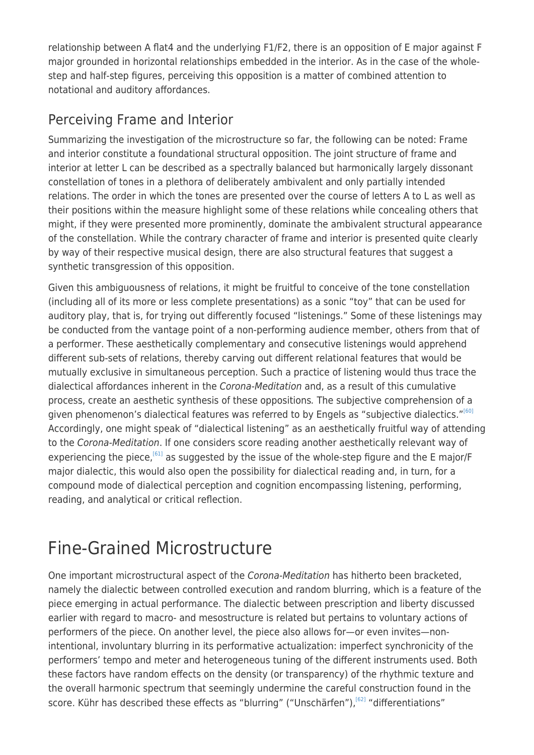relationship between A flat4 and the underlying F1/F2, there is an opposition of E major against F major grounded in horizontal relationships embedded in the interior. As in the case of the whole-step and half-step figures, perceiving this opposition is a matter of combined attention to notational and auditory affordances.

## Perceiving Frame and Interior

Summarizing the investigation of the microstructure so far, the following can be noted: Frame and interior constitute a foundational structural opposition. The joint structure of frame and interior at letter L can be described as a spectrally balanced but harmonically largely dissonant constellation of tones in a plethora of deliberately ambivalent and only partially intended relations. The order in which the tones are presented over the course of letters A to L as well as their positions within the measure highlight some of these relations while concealing others that might, if they were presented more prominently, dominate the ambivalent structural appearance of the constellation. While the contrary character of frame and interior is presented quite clearly by way of their respective musical design, there are also structural features that suggest a synthetic transgression of this opposition.

Given this ambiguousness of relations, it might be fruitful to conceive of the tone constellation (including all of its more or less complete presentations) as a sonic "toy" that can be used for auditory play, that is, for trying out differently focused "listenings." Some of these listenings may be conducted from the vantage point of a non-performing audience member, others from that of a performer. These aesthetically complementary and consecutive listenings would apprehend different sub-sets of relations, thereby carving out different relational features that would be mutually exclusive in simultaneous perception. Such a practice of listening would thus trace the dialectical affordances inherent in the *Corona-Meditation* and, as a result of this cumulative process, create an aesthetic synthesis of these oppositions. The subjective comprehension of a given phenomenon's dialectical features was referred to by Engels as "subjective dialectics."[60] Accordingly, one might speak of "dialectical listening" as an aesthetically fruitful way of attending to the *Corona-Meditation*. If one considers score reading another aesthetically relevant way of experiencing the piece,[61] as suggested by the issue of the whole-step figure and the E major/F major dialectic, this would also open the possibility for dialectical reading and, in turn, for a compound mode of dialectical perception and cognition encompassing listening, performing, reading, and analytical or critical reflection.

# Fine-Grained Microstructure

One important microstructural aspect of the *Corona-Meditation* has hitherto been bracketed, namely the dialectic between controlled execution and random blurring, which is a feature of the piece emerging in actual performance. The dialectic between prescription and liberty discussed earlier with regard to macro- and mesostructure is related but pertains to voluntary actions of performers of the piece. On another level, the piece also allows for—or even invites—non-intentional, involuntary blurring in its performative actualization: imperfect synchronicity of the performers' tempo and meter and heterogeneous tuning of the different instruments used. Both these factors have random effects on the density (or transparency) of the rhythmic texture and the overall harmonic spectrum that seemingly undermine the careful construction found in the score. Kühr has described these effects as "blurring" ("Unschärfen"),[62] "differentiations"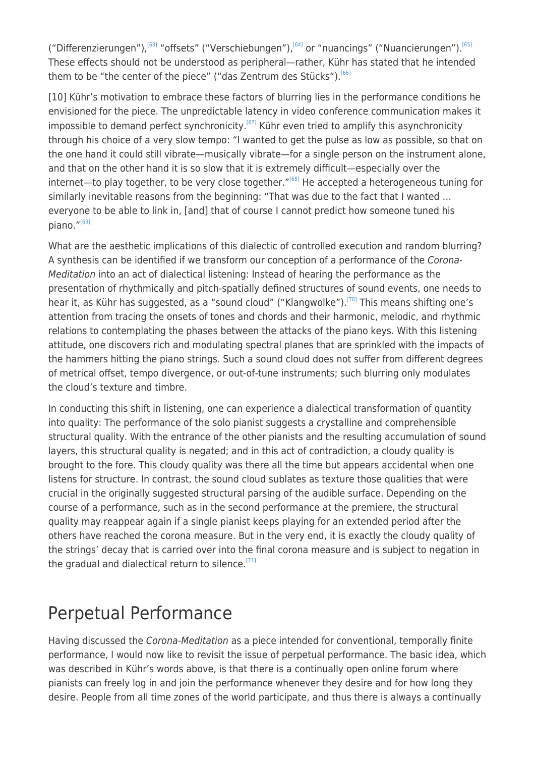("Differenzierungen"),[63] "offsets" ("Verschiebungen"),[64] or "nuancings" ("Nuancierungen").[65] These effects should not be understood as peripheral—rather, Kühr has stated that he intended them to be "the center of the piece" ("das Zentrum des Stücks").[66]

[10] Kühr's motivation to embrace these factors of blurring lies in the performance conditions he envisioned for the piece. The unpredictable latency in video conference communication makes it impossible to demand perfect synchronicity.[67] Kühr even tried to amplify this asynchronicity through his choice of a very slow tempo: "I wanted to get the pulse as low as possible, so that on the one hand it could still vibrate—musically vibrate—for a single person on the instrument alone, and that on the other hand it is so slow that it is extremely difficult—especially over the internet—to play together, to be very close together."[68] He accepted a heterogeneous tuning for similarly inevitable reasons from the beginning: "That was due to the fact that I wanted … everyone to be able to link in, [and] that of course I cannot predict how someone tuned his piano."[69]

What are the aesthetic implications of this dialectic of controlled execution and random blurring? A synthesis can be identified if we transform our conception of a performance of the *Corona-Meditation* into an act of dialectical listening: Instead of hearing the performance as the presentation of rhythmically and pitch-spatially defined structures of sound events, one needs to hear it, as Kühr has suggested, as a "sound cloud" ("Klangwolke").[70] This means shifting one's attention from tracing the onsets of tones and chords and their harmonic, melodic, and rhythmic relations to contemplating the phases between the attacks of the piano keys. With this listening attitude, one discovers rich and modulating spectral planes that are sprinkled with the impacts of the hammers hitting the piano strings. Such a sound cloud does not suffer from different degrees of metrical offset, tempo divergence, or out-of-tune instruments; such blurring only modulates the cloud's texture and timbre.

In conducting this shift in listening, one can experience a dialectical transformation of quantity into quality: The performance of the solo pianist suggests a crystalline and comprehensible structural quality. With the entrance of the other pianists and the resulting accumulation of sound layers, this structural quality is negated; and in this act of contradiction, a cloudy quality is brought to the fore. This cloudy quality was there all the time but appears accidental when one listens for structure. In contrast, the sound cloud sublates as texture those qualities that were crucial in the originally suggested structural parsing of the audible surface. Depending on the course of a performance, such as in the second performance at the premiere, the structural quality may reappear again if a single pianist keeps playing for an extended period after the others have reached the corona measure. But in the very end, it is exactly the cloudy quality of the strings' decay that is carried over into the final corona measure and is subject to negation in the gradual and dialectical return to silence.[71]

## Perpetual Performance

Having discussed the *Corona-Meditation* as a piece intended for conventional, temporally finite performance, I would now like to revisit the issue of perpetual performance. The basic idea, which was described in Kühr's words above, is that there is a continually open online forum where pianists can freely log in and join the performance whenever they desire and for how long they desire. People from all time zones of the world participate, and thus there is always a continually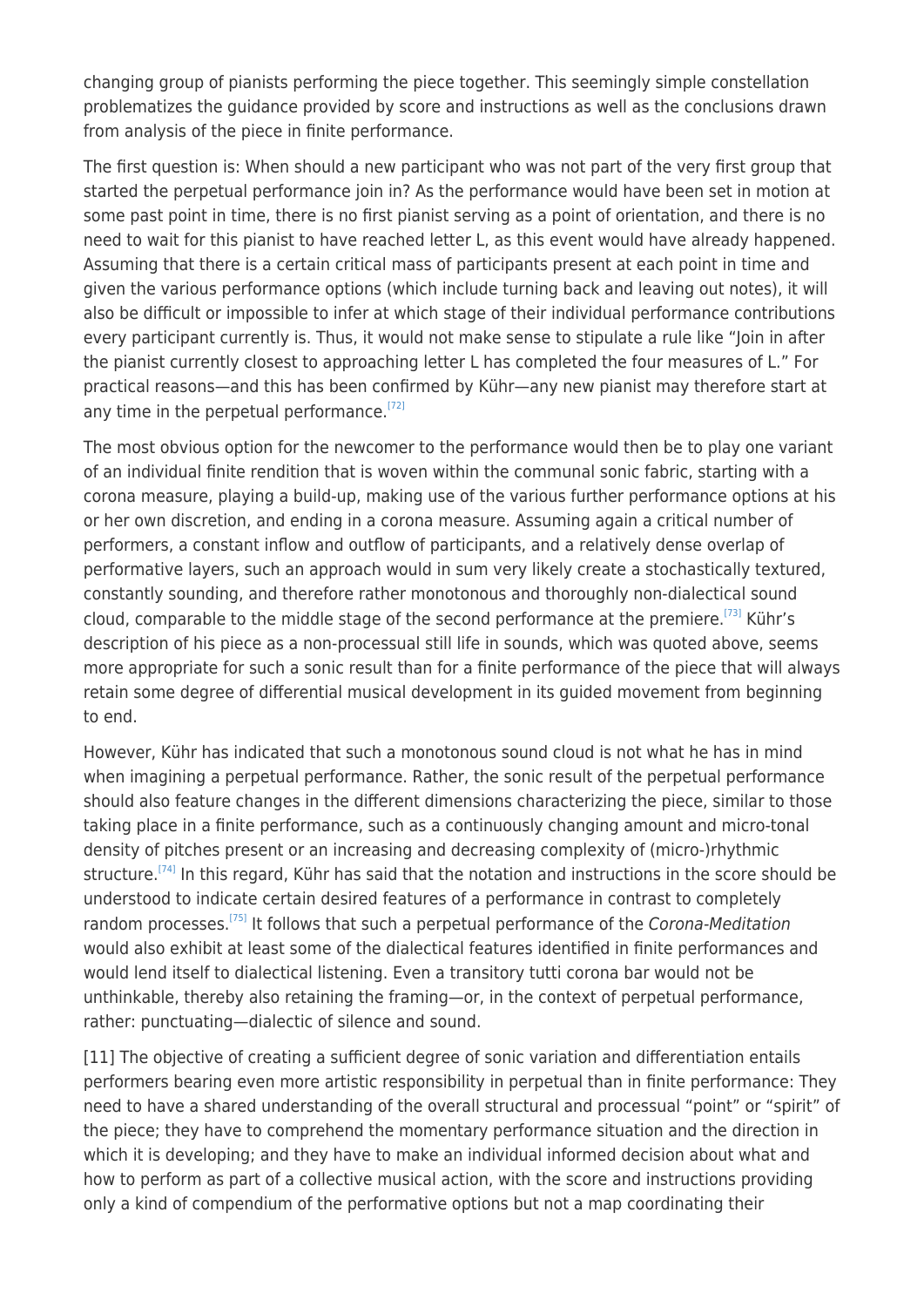changing group of pianists performing the piece together. This seemingly simple constellation problematizes the guidance provided by score and instructions as well as the conclusions drawn from analysis of the piece in finite performance.

The first question is: When should a new participant who was not part of the very first group that started the perpetual performance join in? As the performance would have been set in motion at some past point in time, there is no first pianist serving as a point of orientation, and there is no need to wait for this pianist to have reached letter L, as this event would have already happened. Assuming that there is a certain critical mass of participants present at each point in time and given the various performance options (which include turning back and leaving out notes), it will also be difficult or impossible to infer at which stage of their individual performance contributions every participant currently is. Thus, it would not make sense to stipulate a rule like "Join in after the pianist currently closest to approaching letter L has completed the four measures of L." For practical reasons—and this has been confirmed by Kühr—any new pianist may therefore start at any time in the perpetual performance.[72]

The most obvious option for the newcomer to the performance would then be to play one variant of an individual finite rendition that is woven within the communal sonic fabric, starting with a corona measure, playing a build-up, making use of the various further performance options at his or her own discretion, and ending in a corona measure. Assuming again a critical number of performers, a constant inflow and outflow of participants, and a relatively dense overlap of performative layers, such an approach would in sum very likely create a stochastically textured, constantly sounding, and therefore rather monotonous and thoroughly non-dialectical sound cloud, comparable to the middle stage of the second performance at the premiere.[73] Kühr's description of his piece as a non-processual still life in sounds, which was quoted above, seems more appropriate for such a sonic result than for a finite performance of the piece that will always retain some degree of differential musical development in its guided movement from beginning to end.

However, Kühr has indicated that such a monotonous sound cloud is not what he has in mind when imagining a perpetual performance. Rather, the sonic result of the perpetual performance should also feature changes in the different dimensions characterizing the piece, similar to those taking place in a finite performance, such as a continuously changing amount and micro-tonal density of pitches present or an increasing and decreasing complexity of (micro-)rhythmic structure.[74] In this regard, Kühr has said that the notation and instructions in the score should be understood to indicate certain desired features of a performance in contrast to completely random processes.[75] It follows that such a perpetual performance of the *Corona-Meditation* would also exhibit at least some of the dialectical features identified in finite performances and would lend itself to dialectical listening. Even a transitory tutti corona bar would not be unthinkable, thereby also retaining the framing—or, in the context of perpetual performance, rather: punctuating—dialectic of silence and sound.

[11] The objective of creating a sufficient degree of sonic variation and differentiation entails performers bearing even more artistic responsibility in perpetual than in finite performance: They need to have a shared understanding of the overall structural and processual "point" or "spirit" of the piece; they have to comprehend the momentary performance situation and the direction in which it is developing; and they have to make an individual informed decision about what and how to perform as part of a collective musical action, with the score and instructions providing only a kind of compendium of the performative options but not a map coordinating their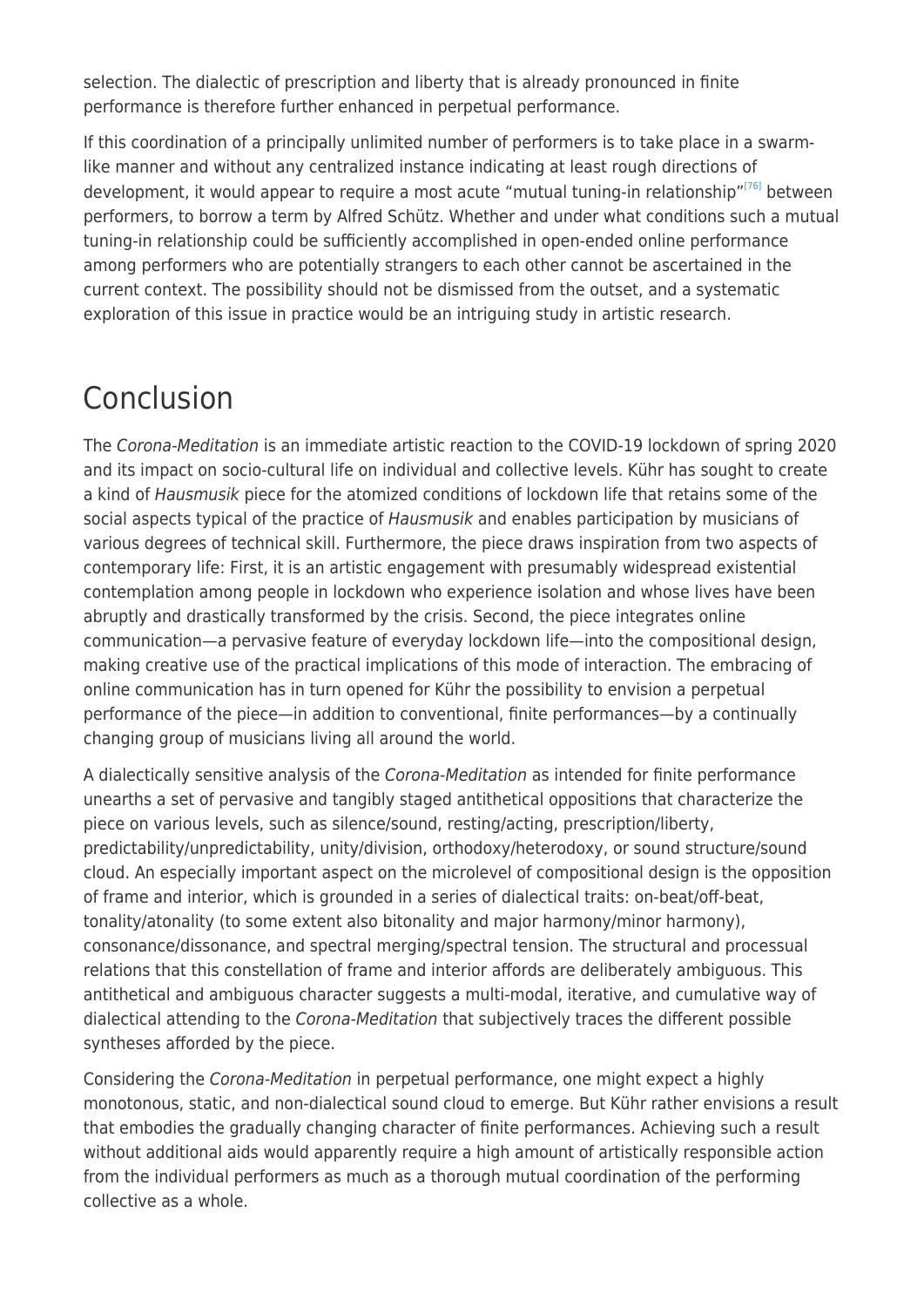selection. The dialectic of prescription and liberty that is already pronounced in finite performance is therefore further enhanced in perpetual performance.

If this coordination of a principally unlimited number of performers is to take place in a swarm-like manner and without any centralized instance indicating at least rough directions of development, it would appear to require a most acute "mutual tuning-in relationship"[76] between performers, to borrow a term by Alfred Schütz. Whether and under what conditions such a mutual tuning-in relationship could be sufficiently accomplished in open-ended online performance among performers who are potentially strangers to each other cannot be ascertained in the current context. The possibility should not be dismissed from the outset, and a systematic exploration of this issue in practice would be an intriguing study in artistic research.

# Conclusion

The *Corona-Meditation* is an immediate artistic reaction to the COVID-19 lockdown of spring 2020 and its impact on socio-cultural life on individual and collective levels. Kühr has sought to create a kind of *Hausmusik* piece for the atomized conditions of lockdown life that retains some of the social aspects typical of the practice of *Hausmusik* and enables participation by musicians of various degrees of technical skill. Furthermore, the piece draws inspiration from two aspects of contemporary life: First, it is an artistic engagement with presumably widespread existential contemplation among people in lockdown who experience isolation and whose lives have been abruptly and drastically transformed by the crisis. Second, the piece integrates online communication—a pervasive feature of everyday lockdown life—into the compositional design, making creative use of the practical implications of this mode of interaction. The embracing of online communication has in turn opened for Kühr the possibility to envision a perpetual performance of the piece—in addition to conventional, finite performances—by a continually changing group of musicians living all around the world.

A dialectically sensitive analysis of the *Corona-Meditation* as intended for finite performance unearths a set of pervasive and tangibly staged antithetical oppositions that characterize the piece on various levels, such as silence/sound, resting/acting, prescription/liberty, predictability/unpredictability, unity/division, orthodoxy/heterodoxy, or sound structure/sound cloud. An especially important aspect on the microlevel of compositional design is the opposition of frame and interior, which is grounded in a series of dialectical traits: on-beat/off-beat, tonality/atonality (to some extent also bitonality and major harmony/minor harmony), consonance/dissonance, and spectral merging/spectral tension. The structural and processual relations that this constellation of frame and interior affords are deliberately ambiguous. This antithetical and ambiguous character suggests a multi-modal, iterative, and cumulative way of dialectical attending to the *Corona-Meditation* that subjectively traces the different possible syntheses afforded by the piece.

Considering the *Corona-Meditation* in perpetual performance, one might expect a highly monotonous, static, and non-dialectical sound cloud to emerge. But Kühr rather envisions a result that embodies the gradually changing character of finite performances. Achieving such a result without additional aids would apparently require a high amount of artistically responsible action from the individual performers as much as a thorough mutual coordination of the performing collective as a whole.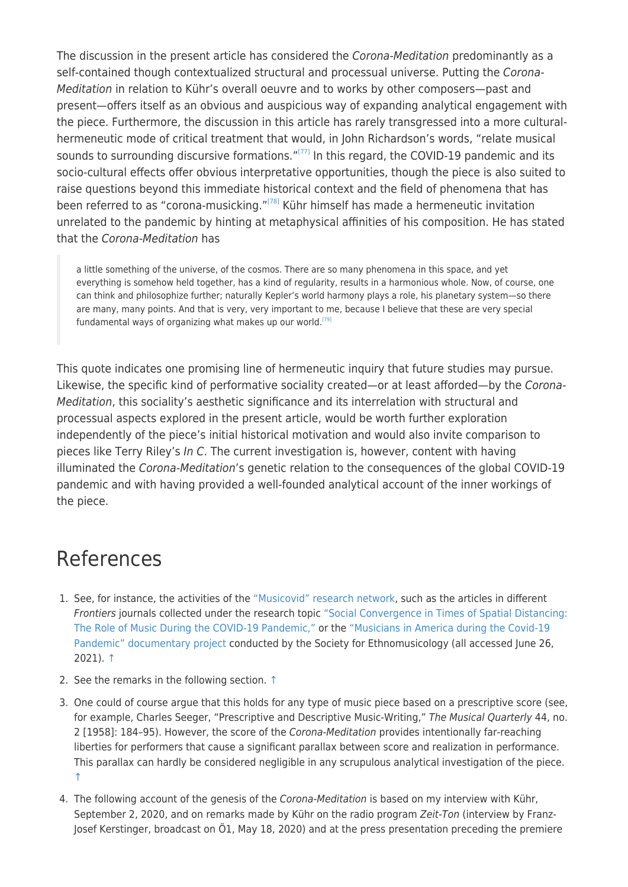The discussion in the present article has considered the *Corona-Meditation* predominantly as a self-contained though contextualized structural and processual universe. Putting the *Corona-Meditation* in relation to Kühr's overall oeuvre and to works by other composers—past and present—offers itself as an obvious and auspicious way of expanding analytical engagement with the piece. Furthermore, the discussion in this article has rarely transgressed into a more cultural-hermeneutic mode of critical treatment that would, in John Richardson's words, "relate musical sounds to surrounding discursive formations."[77] In this regard, the COVID-19 pandemic and its socio-cultural effects offer obvious interpretative opportunities, though the piece is also suited to raise questions beyond this immediate historical context and the field of phenomena that has been referred to as "corona-musicking."[78] Kühr himself has made a hermeneutic invitation unrelated to the pandemic by hinting at metaphysical affinities of his composition. He has stated that the *Corona-Meditation* has

> a little something of the universe, of the cosmos. There are so many phenomena in this space, and yet everything is somehow held together, has a kind of regularity, results in a harmonious whole. Now, of course, one can think and philosophize further; naturally Kepler's world harmony plays a role, his planetary system—so there are many, many points. And that is very, very important to me, because I believe that these are very special fundamental ways of organizing what makes up our world.[79]

This quote indicates one promising line of hermeneutic inquiry that future studies may pursue. Likewise, the specific kind of performative sociality created—or at least afforded—by the *Corona-Meditation*, this sociality's aesthetic significance and its interrelation with structural and processual aspects explored in the present article, would be worth further exploration independently of the piece's initial historical motivation and would also invite comparison to pieces like Terry Riley's *In C*. The current investigation is, however, content with having illuminated the *Corona-Meditation*'s genetic relation to the consequences of the global COVID-19 pandemic and with having provided a well-founded analytical account of the inner workings of the piece.

# References

1. See, for instance, the activities of the "Musicovid" research network, such as the articles in different *Frontiers* journals collected under the research topic "Social Convergence in Times of Spatial Distancing: The Role of Music During the COVID-19 Pandemic," or the "Musicians in America during the Covid-19 Pandemic" documentary project conducted by the Society for Ethnomusicology (all accessed June 26, 2021). ↑
2. See the remarks in the following section. ↑
3. One could of course argue that this holds for any type of music piece based on a prescriptive score (see, for example, Charles Seeger, "Prescriptive and Descriptive Music-Writing," *The Musical Quarterly* 44, no. 2 [1958]: 184–95). However, the score of the *Corona-Meditation* provides intentionally far-reaching liberties for performers that cause a significant parallax between score and realization in performance. This parallax can hardly be considered negligible in any scrupulous analytical investigation of the piece. ↑
4. The following account of the genesis of the *Corona-Meditation* is based on my interview with Kühr, September 2, 2020, and on remarks made by Kühr on the radio program *Zeit-Ton* (interview by Franz-Josef Kerstinger, broadcast on Ö1, May 18, 2020) and at the press presentation preceding the premiere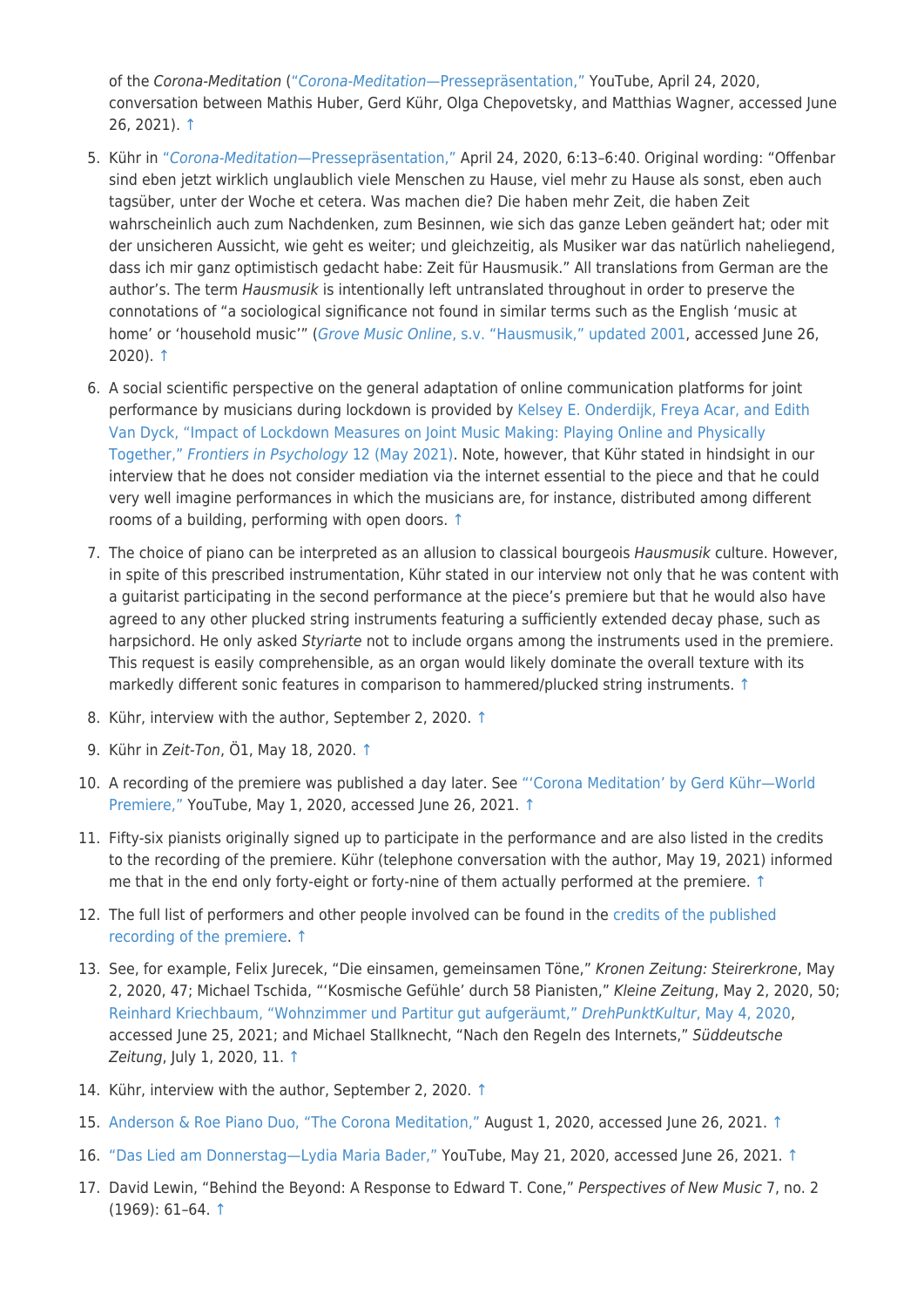of the *Corona-Meditation* ("*Corona-Meditation*—Pressepräsentation," YouTube, April 24, 2020, conversation between Mathis Huber, Gerd Kühr, Olga Chepovetsky, and Matthias Wagner, accessed June 26, 2021). ↑

5. Kühr in "*Corona-Meditation*—Pressepräsentation," April 24, 2020, 6:13–6:40. Original wording: "Offenbar sind eben jetzt wirklich unglaublich viele Menschen zu Hause, viel mehr zu Hause als sonst, eben auch tagsüber, unter der Woche et cetera. Was machen die? Die haben mehr Zeit, die haben Zeit wahrscheinlich auch zum Nachdenken, zum Besinnen, wie sich das ganze Leben geändert hat; oder mit der unsicheren Aussicht, wie geht es weiter; und gleichzeitig, als Musiker war das natürlich naheliegend, dass ich mir ganz optimistisch gedacht habe: Zeit für Hausmusik." All translations from German are the author's. The term *Hausmusik* is intentionally left untranslated throughout in order to preserve the connotations of "a sociological significance not found in similar terms such as the English 'music at home' or 'household music'" (*Grove Music Online*, s.v. "Hausmusik," updated 2001, accessed June 26, 2020). ↑

6. A social scientific perspective on the general adaptation of online communication platforms for joint performance by musicians during lockdown is provided by Kelsey E. Onderdijk, Freya Acar, and Edith Van Dyck, "Impact of Lockdown Measures on Joint Music Making: Playing Online and Physically Together," *Frontiers in Psychology* 12 (May 2021). Note, however, that Kühr stated in hindsight in our interview that he does not consider mediation via the internet essential to the piece and that he could very well imagine performances in which the musicians are, for instance, distributed among different rooms of a building, performing with open doors. ↑

7. The choice of piano can be interpreted as an allusion to classical bourgeois *Hausmusik* culture. However, in spite of this prescribed instrumentation, Kühr stated in our interview not only that he was content with a guitarist participating in the second performance at the piece's premiere but that he would also have agreed to any other plucked string instruments featuring a sufficiently extended decay phase, such as harpsichord. He only asked *Styriarte* not to include organs among the instruments used in the premiere. This request is easily comprehensible, as an organ would likely dominate the overall texture with its markedly different sonic features in comparison to hammered/plucked string instruments. ↑

8. Kühr, interview with the author, September 2, 2020. ↑

9. Kühr in *Zeit-Ton*, Ö1, May 18, 2020. ↑

10. A recording of the premiere was published a day later. See "'Corona Meditation' by Gerd Kühr—World Premiere," YouTube, May 1, 2020, accessed June 26, 2021. ↑

11. Fifty-six pianists originally signed up to participate in the performance and are also listed in the credits to the recording of the premiere. Kühr (telephone conversation with the author, May 19, 2021) informed me that in the end only forty-eight or forty-nine of them actually performed at the premiere. ↑

12. The full list of performers and other people involved can be found in the credits of the published recording of the premiere. ↑

13. See, for example, Felix Jurecek, "Die einsamen, gemeinsamen Töne," *Kronen Zeitung: Steirerkrone*, May 2, 2020, 47; Michael Tschida, "'Kosmische Gefühle' durch 58 Pianisten," *Kleine Zeitung*, May 2, 2020, 50; Reinhard Kriechbaum, "Wohnzimmer und Partitur gut aufgeräumt," *DrehPunktKultur*, May 4, 2020, accessed June 25, 2021; and Michael Stallknecht, "Nach den Regeln des Internets," *Süddeutsche Zeitung*, July 1, 2020, 11. ↑

14. Kühr, interview with the author, September 2, 2020. ↑

15. Anderson & Roe Piano Duo, "The Corona Meditation," August 1, 2020, accessed June 26, 2021. ↑

16. "Das Lied am Donnerstag—Lydia Maria Bader," YouTube, May 21, 2020, accessed June 26, 2021. ↑

17. David Lewin, "Behind the Beyond: A Response to Edward T. Cone," *Perspectives of New Music* 7, no. 2 (1969): 61–64. ↑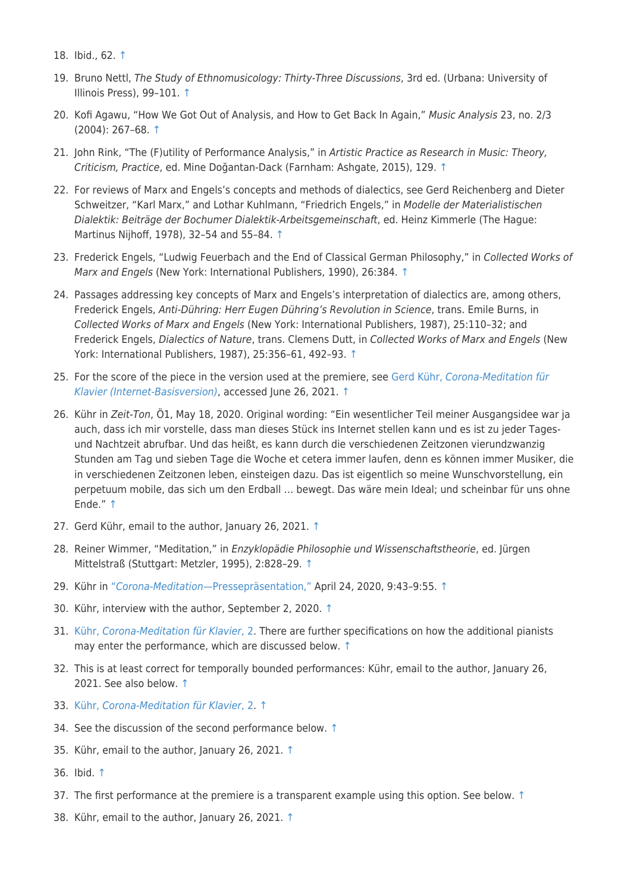18. Ibid., 62. ↑
19. Bruno Nettl, *The Study of Ethnomusicology: Thirty-Three Discussions*, 3rd ed. (Urbana: University of Illinois Press), 99–101. ↑
20. Kofi Agawu, "How We Got Out of Analysis, and How to Get Back In Again," *Music Analysis* 23, no. 2/3 (2004): 267–68. ↑
21. John Rink, "The (F)utility of Performance Analysis," in *Artistic Practice as Research in Music: Theory, Criticism, Practice*, ed. Mine Doğantan-Dack (Farnham: Ashgate, 2015), 129. ↑
22. For reviews of Marx and Engels's concepts and methods of dialectics, see Gerd Reichenberg and Dieter Schweitzer, "Karl Marx," and Lothar Kuhlmann, "Friedrich Engels," in *Modelle der Materialistischen Dialektik: Beiträge der Bochumer Dialektik-Arbeitsgemeinschaft*, ed. Heinz Kimmerle (The Hague: Martinus Nijhoff, 1978), 32–54 and 55–84. ↑
23. Frederick Engels, "Ludwig Feuerbach and the End of Classical German Philosophy," in *Collected Works of Marx and Engels* (New York: International Publishers, 1990), 26:384. ↑
24. Passages addressing key concepts of Marx and Engels's interpretation of dialectics are, among others, Frederick Engels, *Anti-Dühring: Herr Eugen Dühring's Revolution in Science*, trans. Emile Burns, in *Collected Works of Marx and Engels* (New York: International Publishers, 1987), 25:110–32; and Frederick Engels, *Dialectics of Nature*, trans. Clemens Dutt, in *Collected Works of Marx and Engels* (New York: International Publishers, 1987), 25:356–61, 492–93. ↑
25. For the score of the piece in the version used at the premiere, see Gerd Kühr, *Corona-Meditation für Klavier (Internet-Basisversion)*, accessed June 26, 2021. ↑
26. Kühr in *Zeit-Ton*, Ö1, May 18, 2020. Original wording: "Ein wesentlicher Teil meiner Ausgangsidee war ja auch, dass ich mir vorstelle, dass man dieses Stück ins Internet stellen kann und es ist zu jeder Tages- und Nachtzeit abrufbar. Und das heißt, es kann durch die verschiedenen Zeitzonen vierundzwanzig Stunden am Tag und sieben Tage die Woche et cetera immer laufen, denn es können immer Musiker, die in verschiedenen Zeitzonen leben, einsteigen dazu. Das ist eigentlich so meine Wunschvorstellung, ein perpetuum mobile, das sich um den Erdball … bewegt. Das wäre mein Ideal; und scheinbar für uns ohne Ende." ↑
27. Gerd Kühr, email to the author, January 26, 2021. ↑
28. Reiner Wimmer, "Meditation," in *Enzyklopädie Philosophie und Wissenschaftstheorie*, ed. Jürgen Mittelstraß (Stuttgart: Metzler, 1995), 2:828–29. ↑
29. Kühr in "*Corona-Meditation*—Pressepräsentation," April 24, 2020, 9:43–9:55. ↑
30. Kühr, interview with the author, September 2, 2020. ↑
31. Kühr, *Corona-Meditation für Klavier*, 2. There are further specifications on how the additional pianists may enter the performance, which are discussed below. ↑
32. This is at least correct for temporally bounded performances: Kühr, email to the author, January 26, 2021. See also below. ↑
33. Kühr, *Corona-Meditation für Klavier*, 2. ↑
34. See the discussion of the second performance below. ↑
35. Kühr, email to the author, January 26, 2021. ↑
36. Ibid. ↑
37. The first performance at the premiere is a transparent example using this option. See below. ↑
38. Kühr, email to the author, January 26, 2021. ↑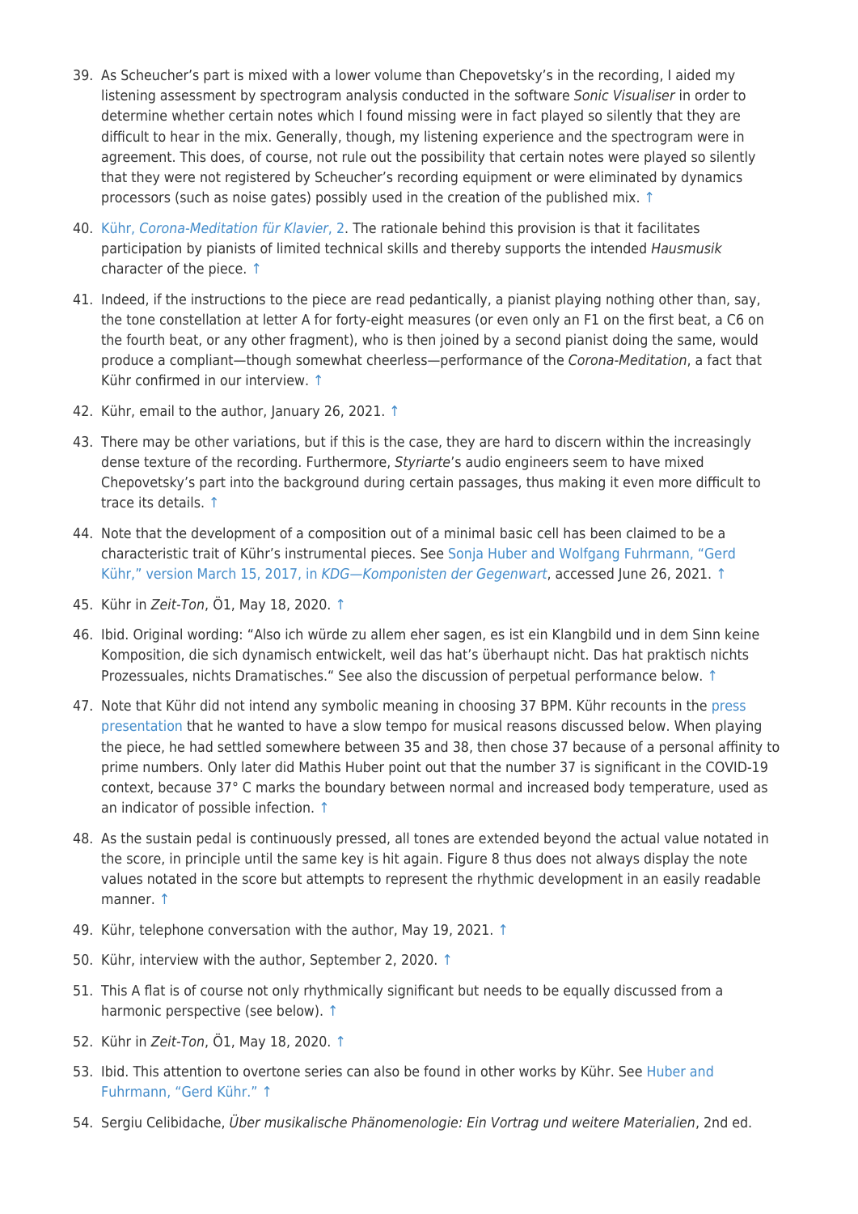39. As Scheucher's part is mixed with a lower volume than Chepovetsky's in the recording, I aided my listening assessment by spectrogram analysis conducted in the software *Sonic Visualiser* in order to determine whether certain notes which I found missing were in fact played so silently that they are difficult to hear in the mix. Generally, though, my listening experience and the spectrogram were in agreement. This does, of course, not rule out the possibility that certain notes were played so silently that they were not registered by Scheucher's recording equipment or were eliminated by dynamics processors (such as noise gates) possibly used in the creation of the published mix. ↑

40. Kühr, *Corona-Meditation für Klavier*, 2. The rationale behind this provision is that it facilitates participation by pianists of limited technical skills and thereby supports the intended *Hausmusik* character of the piece. ↑

41. Indeed, if the instructions to the piece are read pedantically, a pianist playing nothing other than, say, the tone constellation at letter A for forty-eight measures (or even only an F1 on the first beat, a C6 on the fourth beat, or any other fragment), who is then joined by a second pianist doing the same, would produce a compliant—though somewhat cheerless—performance of the *Corona-Meditation*, a fact that Kühr confirmed in our interview. ↑

42. Kühr, email to the author, January 26, 2021. ↑

43. There may be other variations, but if this is the case, they are hard to discern within the increasingly dense texture of the recording. Furthermore, *Styriarte*'s audio engineers seem to have mixed Chepovetsky's part into the background during certain passages, thus making it even more difficult to trace its details. ↑

44. Note that the development of a composition out of a minimal basic cell has been claimed to be a characteristic trait of Kühr's instrumental pieces. See Sonja Huber and Wolfgang Fuhrmann, "Gerd Kühr," version March 15, 2017, in *KDG—Komponisten der Gegenwart*, accessed June 26, 2021. ↑

45. Kühr in *Zeit-Ton*, Ö1, May 18, 2020. ↑

46. Ibid. Original wording: "Also ich würde zu allem eher sagen, es ist ein Klangbild und in dem Sinn keine Komposition, die sich dynamisch entwickelt, weil das hat's überhaupt nicht. Das hat praktisch nichts Prozessuales, nichts Dramatisches." See also the discussion of perpetual performance below. ↑

47. Note that Kühr did not intend any symbolic meaning in choosing 37 BPM. Kühr recounts in the press presentation that he wanted to have a slow tempo for musical reasons discussed below. When playing the piece, he had settled somewhere between 35 and 38, then chose 37 because of a personal affinity to prime numbers. Only later did Mathis Huber point out that the number 37 is significant in the COVID-19 context, because 37° C marks the boundary between normal and increased body temperature, used as an indicator of possible infection. ↑

48. As the sustain pedal is continuously pressed, all tones are extended beyond the actual value notated in the score, in principle until the same key is hit again. Figure 8 thus does not always display the note values notated in the score but attempts to represent the rhythmic development in an easily readable manner. ↑

49. Kühr, telephone conversation with the author, May 19, 2021. ↑

50. Kühr, interview with the author, September 2, 2020. ↑

51. This A flat is of course not only rhythmically significant but needs to be equally discussed from a harmonic perspective (see below). ↑

52. Kühr in *Zeit-Ton*, Ö1, May 18, 2020. ↑

53. Ibid. This attention to overtone series can also be found in other works by Kühr. See Huber and Fuhrmann, "Gerd Kühr." ↑

54. Sergiu Celibidache, *Über musikalische Phänomenologie: Ein Vortrag und weitere Materialien*, 2nd ed.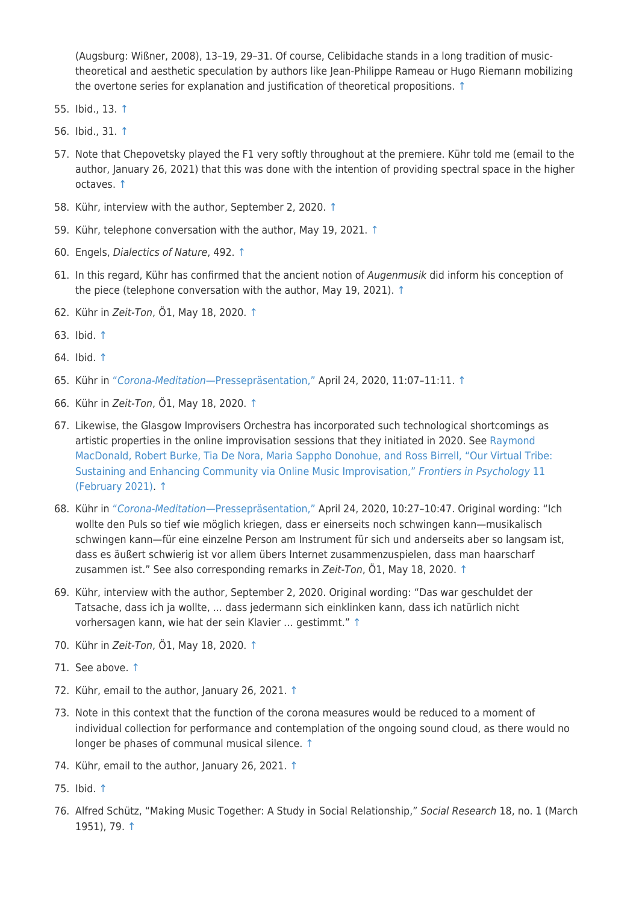(Augsburg: Wißner, 2008), 13–19, 29–31. Of course, Celibidache stands in a long tradition of music-theoretical and aesthetic speculation by authors like Jean-Philippe Rameau or Hugo Riemann mobilizing the overtone series for explanation and justification of theoretical propositions. ↑

55. Ibid., 13. ↑
56. Ibid., 31. ↑
57. Note that Chepovetsky played the F1 very softly throughout at the premiere. Kühr told me (email to the author, January 26, 2021) that this was done with the intention of providing spectral space in the higher octaves. ↑
58. Kühr, interview with the author, September 2, 2020. ↑
59. Kühr, telephone conversation with the author, May 19, 2021. ↑
60. Engels, *Dialectics of Nature*, 492. ↑
61. In this regard, Kühr has confirmed that the ancient notion of *Augenmusik* did inform his conception of the piece (telephone conversation with the author, May 19, 2021). ↑
62. Kühr in *Zeit-Ton*, Ö1, May 18, 2020. ↑
63. Ibid. ↑
64. Ibid. ↑
65. Kühr in "*Corona-Meditation*—Pressepräsentation," April 24, 2020, 11:07–11:11. ↑
66. Kühr in *Zeit-Ton*, Ö1, May 18, 2020. ↑
67. Likewise, the Glasgow Improvisers Orchestra has incorporated such technological shortcomings as artistic properties in the online improvisation sessions that they initiated in 2020. See Raymond MacDonald, Robert Burke, Tia De Nora, Maria Sappho Donohue, and Ross Birrell, "Our Virtual Tribe: Sustaining and Enhancing Community via Online Music Improvisation," *Frontiers in Psychology* 11 (February 2021). ↑
68. Kühr in "*Corona-Meditation*—Pressepräsentation," April 24, 2020, 10:27–10:47. Original wording: "Ich wollte den Puls so tief wie möglich kriegen, dass er einerseits noch schwingen kann—musikalisch schwingen kann—für eine einzelne Person am Instrument für sich und anderseits aber so langsam ist, dass es äußert schwierig ist vor allem übers Internet zusammenzuspielen, dass man haarscharf zusammen ist." See also corresponding remarks in *Zeit-Ton*, Ö1, May 18, 2020. ↑
69. Kühr, interview with the author, September 2, 2020. Original wording: "Das war geschuldet der Tatsache, dass ich ja wollte, … dass jedermann sich einklinken kann, dass ich natürlich nicht vorhersagen kann, wie hat der sein Klavier … gestimmt." ↑
70. Kühr in *Zeit-Ton*, Ö1, May 18, 2020. ↑
71. See above. ↑
72. Kühr, email to the author, January 26, 2021. ↑
73. Note in this context that the function of the corona measures would be reduced to a moment of individual collection for performance and contemplation of the ongoing sound cloud, as there would no longer be phases of communal musical silence. ↑
74. Kühr, email to the author, January 26, 2021. ↑
75. Ibid. ↑
76. Alfred Schütz, "Making Music Together: A Study in Social Relationship," *Social Research* 18, no. 1 (March 1951), 79. ↑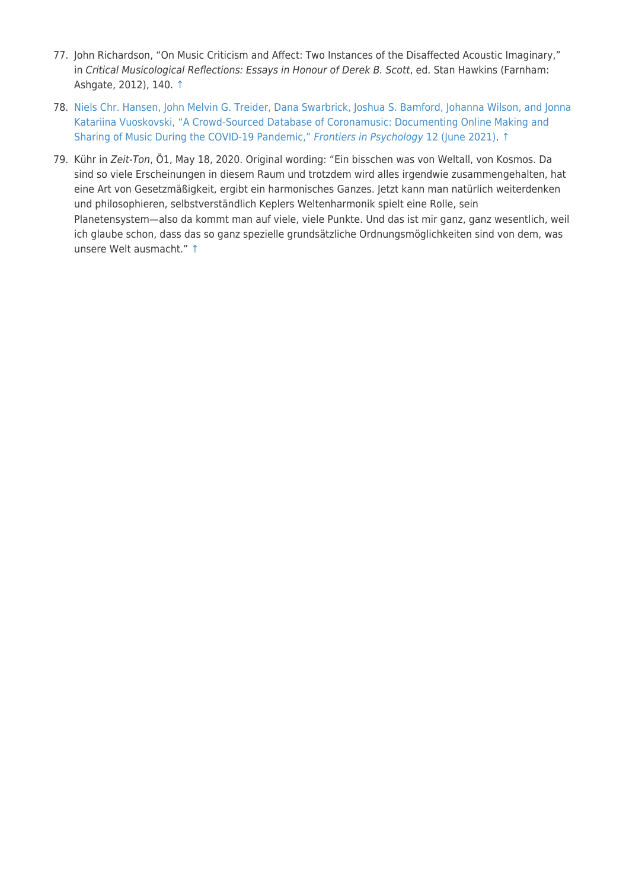77. John Richardson, "On Music Criticism and Affect: Two Instances of the Disaffected Acoustic Imaginary," in *Critical Musicological Reflections: Essays in Honour of Derek B. Scott*, ed. Stan Hawkins (Farnham: Ashgate, 2012), 140. ↑

78. Niels Chr. Hansen, John Melvin G. Treider, Dana Swarbrick, Joshua S. Bamford, Johanna Wilson, and Jonna Katariina Vuoskovski, "A Crowd-Sourced Database of Coronamusic: Documenting Online Making and Sharing of Music During the COVID-19 Pandemic," *Frontiers in Psychology* 12 (June 2021). ↑

79. Kühr in *Zeit-Ton*, Ö1, May 18, 2020. Original wording: "Ein bisschen was von Weltall, von Kosmos. Da sind so viele Erscheinungen in diesem Raum und trotzdem wird alles irgendwie zusammengehalten, hat eine Art von Gesetzmäßigkeit, ergibt ein harmonisches Ganzes. Jetzt kann man natürlich weiterdenken und philosophieren, selbstverständlich Keplers Weltenharmonik spielt eine Rolle, sein Planetensystem—also da kommt man auf viele, viele Punkte. Und das ist mir ganz, ganz wesentlich, weil ich glaube schon, dass das so ganz spezielle grundsätzliche Ordnungsmöglichkeiten sind von dem, was unsere Welt ausmacht." ↑